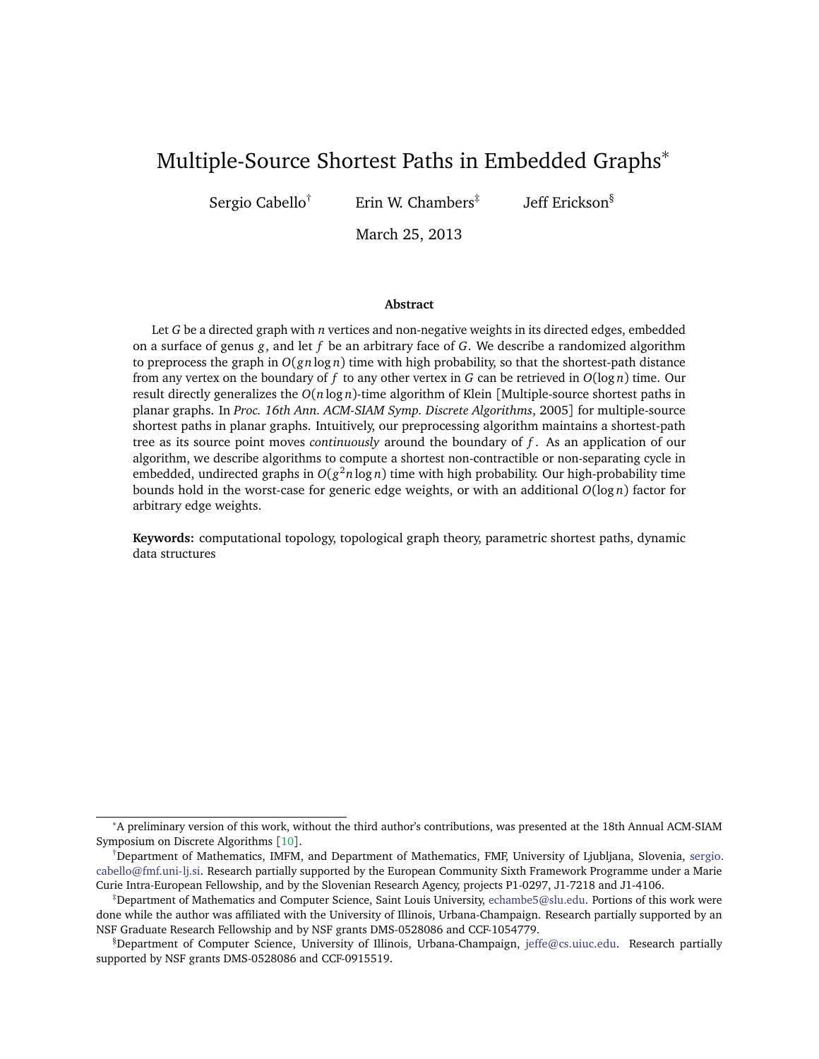# Multiple-Source Shortest Paths in Embedded Graphs*

Sergio Cabello[†] Erin W. Chambers[‡] Jeff Erickson[§]

March 25, 2013

### Abstract

Let $G$ be a directed graph with $n$ vertices and non-negative weights in its directed edges, embedded on a surface of genus $g$, and let $f$ be an arbitrary face of $G$. We describe a randomized algorithm to preprocess the graph in $O(gn \log n)$ time with high probability, so that the shortest-path distance from any vertex on the boundary of $f$ to any other vertex in $G$ can be retrieved in $O(\log n)$ time. Our result directly generalizes the $O(n \log n)$-time algorithm of Klein [Multiple-source shortest paths in planar graphs. In *Proc. 16th Ann. ACM-SIAM Symp. Discrete Algorithms*, 2005] for multiple-source shortest paths in planar graphs. Intuitively, our preprocessing algorithm maintains a shortest-path tree as its source point moves *continuously* around the boundary of $f$. As an application of our algorithm, we describe algorithms to compute a shortest non-contractible or non-separating cycle in embedded, undirected graphs in $O(g^2 n \log n)$ time with high probability. Our high-probability time bounds hold in the worst-case for generic edge weights, or with an additional $O(\log n)$ factor for arbitrary edge weights.

**Keywords:** computational topology, topological graph theory, parametric shortest paths, dynamic data structures

---

*A preliminary version of this work, without the third author's contributions, was presented at the 18th Annual ACM-SIAM Symposium on Discrete Algorithms [10].

†Department of Mathematics, IMFM, and Department of Mathematics, FMF, University of Ljubljana, Slovenia, sergio.cabello@fmf.uni-lj.si. Research partially supported by the European Community Sixth Framework Programme under a Marie Curie Intra-European Fellowship, and by the Slovenian Research Agency, projects P1-0297, J1-7218 and J1-4106.

‡Department of Mathematics and Computer Science, Saint Louis University, echambe5@slu.edu. Portions of this work were done while the author was affiliated with the University of Illinois, Urbana-Champaign. Research partially supported by an NSF Graduate Research Fellowship and by NSF grants DMS-0528086 and CCF-1054779.

§Department of Computer Science, University of Illinois, Urbana-Champaign, jeffe@cs.uiuc.edu. Research partially supported by NSF grants DMS-0528086 and CCF-0915519.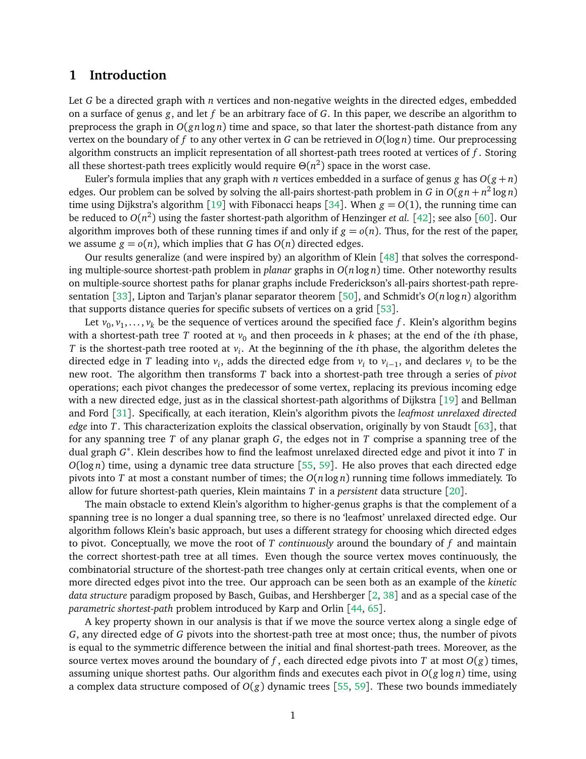## 1 Introduction

Let $G$ be a directed graph with $n$ vertices and non-negative weights in the directed edges, embedded on a surface of genus $g$, and let $f$ be an arbitrary face of $G$. In this paper, we describe an algorithm to preprocess the graph in $O(gn \log n)$ time and space, so that later the shortest-path distance from any vertex on the boundary of $f$ to any other vertex in $G$ can be retrieved in $O(\log n)$ time. Our preprocessing algorithm constructs an implicit representation of all shortest-path trees rooted at vertices of $f$. Storing all these shortest-path trees explicitly would require $\Theta(n^2)$ space in the worst case.

Euler's formula implies that any graph with $n$ vertices embedded in a surface of genus $g$ has $O(g+n)$ edges. Our problem can be solved by solving the all-pairs shortest-path problem in $G$ in $O(gn + n^2 \log n)$ time using Dijkstra's algorithm [19] with Fibonacci heaps [34]. When $g = O(1)$, the running time can be reduced to $O(n^2)$ using the faster shortest-path algorithm of Henzinger *et al.* [42]; see also [60]. Our algorithm improves both of these running times if and only if $g = o(n)$. Thus, for the rest of the paper, we assume $g = o(n)$, which implies that $G$ has $O(n)$ directed edges.

Our results generalize (and were inspired by) an algorithm of Klein [48] that solves the corresponding multiple-source shortest-path problem in *planar* graphs in $O(n \log n)$ time. Other noteworthy results on multiple-source shortest paths for planar graphs include Frederickson's all-pairs shortest-path representation [33], Lipton and Tarjan's planar separator theorem [50], and Schmidt's $O(n \log n)$ algorithm that supports distance queries for specific subsets of vertices on a grid [53].

Let $v_0, v_1, \ldots, v_k$ be the sequence of vertices around the specified face $f$. Klein's algorithm begins with a shortest-path tree $T$ rooted at $v_0$ and then proceeds in $k$ phases; at the end of the $i$th phase, $T$ is the shortest-path tree rooted at $v_i$. At the beginning of the $i$th phase, the algorithm deletes the directed edge in $T$ leading into $v_i$, adds the directed edge from $v_i$ to $v_{i-1}$, and declares $v_i$ to be the new root. The algorithm then transforms $T$ back into a shortest-path tree through a series of *pivot* operations; each pivot changes the predecessor of some vertex, replacing its previous incoming edge with a new directed edge, just as in the classical shortest-path algorithms of Dijkstra [19] and Bellman and Ford [31]. Specifically, at each iteration, Klein's algorithm pivots the *leafmost unrelaxed directed edge* into $T$. This characterization exploits the classical observation, originally by von Staudt [63], that for any spanning tree $T$ of any planar graph $G$, the edges not in $T$ comprise a spanning tree of the dual graph $G^*$. Klein describes how to find the leafmost unrelaxed directed edge and pivot it into $T$ in $O(\log n)$ time, using a dynamic tree data structure [55, 59]. He also proves that each directed edge pivots into $T$ at most a constant number of times; the $O(n \log n)$ running time follows immediately. To allow for future shortest-path queries, Klein maintains $T$ in a *persistent* data structure [20].

The main obstacle to extend Klein's algorithm to higher-genus graphs is that the complement of a spanning tree is no longer a dual spanning tree, so there is no 'leafmost' unrelaxed directed edge. Our algorithm follows Klein's basic approach, but uses a different strategy for choosing which directed edges to pivot. Conceptually, we move the root of $T$ *continuously* around the boundary of $f$ and maintain the correct shortest-path tree at all times. Even though the source vertex moves continuously, the combinatorial structure of the shortest-path tree changes only at certain critical events, when one or more directed edges pivot into the tree. Our approach can be seen both as an example of the *kinetic data structure* paradigm proposed by Basch, Guibas, and Hershberger [2, 38] and as a special case of the *parametric shortest-path* problem introduced by Karp and Orlin [44, 65].

A key property shown in our analysis is that if we move the source vertex along a single edge of $G$, any directed edge of $G$ pivots into the shortest-path tree at most once; thus, the number of pivots is equal to the symmetric difference between the initial and final shortest-path trees. Moreover, as the source vertex moves around the boundary of $f$, each directed edge pivots into $T$ at most $O(g)$ times, assuming unique shortest paths. Our algorithm finds and executes each pivot in $O(g \log n)$ time, using a complex data structure composed of $O(g)$ dynamic trees [55, 59]. These two bounds immediately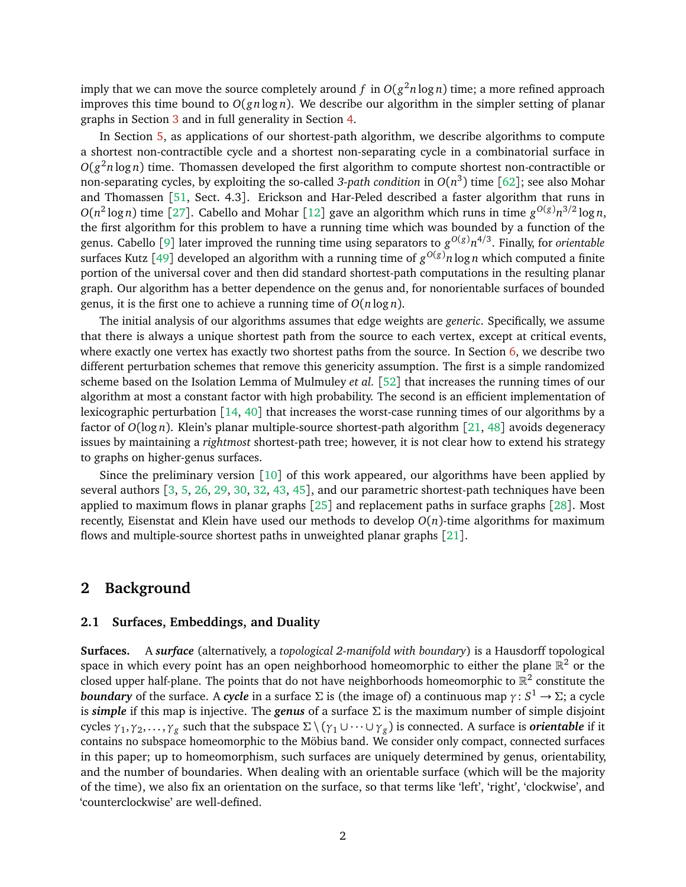imply that we can move the source completely around $f$ in $O(g^2 n \log n)$ time; a more refined approach improves this time bound to $O(gn \log n)$. We describe our algorithm in the simpler setting of planar graphs in Section 3 and in full generality in Section 4.

In Section 5, as applications of our shortest-path algorithm, we describe algorithms to compute a shortest non-contractible cycle and a shortest non-separating cycle in a combinatorial surface in $O(g^2 n \log n)$ time. Thomassen developed the first algorithm to compute shortest non-contractible or non-separating cycles, by exploiting the so-called *3-path condition* in $O(n^3)$ time [62]; see also Mohar and Thomassen [51, Sect. 4.3]. Erickson and Har-Peled described a faster algorithm that runs in $O(n^2 \log n)$ time [27]. Cabello and Mohar [12] gave an algorithm which runs in time $g^{O(g)} n^{3/2} \log n$, the first algorithm for this problem to have a running time which was bounded by a function of the genus. Cabello [9] later improved the running time using separators to $g^{O(g)} n^{4/3}$. Finally, for *orientable* surfaces Kutz [49] developed an algorithm with a running time of $g^{O(g)} n \log n$ which computed a finite portion of the universal cover and then did standard shortest-path computations in the resulting planar graph. Our algorithm has a better dependence on the genus and, for nonorientable surfaces of bounded genus, it is the first one to achieve a running time of $O(n \log n)$.

The initial analysis of our algorithms assumes that edge weights are *generic*. Specifically, we assume that there is always a unique shortest path from the source to each vertex, except at critical events, where exactly one vertex has exactly two shortest paths from the source. In Section 6, we describe two different perturbation schemes that remove this genericity assumption. The first is a simple randomized scheme based on the Isolation Lemma of Mulmuley *et al.* [52] that increases the running times of our algorithm at most a constant factor with high probability. The second is an efficient implementation of lexicographic perturbation [14, 40] that increases the worst-case running times of our algorithms by a factor of $O(\log n)$. Klein's planar multiple-source shortest-path algorithm [21, 48] avoids degeneracy issues by maintaining a *rightmost* shortest-path tree; however, it is not clear how to extend his strategy to graphs on higher-genus surfaces.

Since the preliminary version [10] of this work appeared, our algorithms have been applied by several authors [3, 5, 26, 29, 30, 32, 43, 45], and our parametric shortest-path techniques have been applied to maximum flows in planar graphs [25] and replacement paths in surface graphs [28]. Most recently, Eisenstat and Klein have used our methods to develop $O(n)$-time algorithms for maximum flows and multiple-source shortest paths in unweighted planar graphs [21].

## 2 Background

### 2.1 Surfaces, Embeddings, and Duality

**Surfaces.** A ***surface*** (alternatively, a *topological 2-manifold with boundary*) is a Hausdorff topological space in which every point has an open neighborhood homeomorphic to either the plane $\mathbb{R}^2$ or the closed upper half-plane. The points that do not have neighborhoods homeomorphic to $\mathbb{R}^2$ constitute the ***boundary*** of the surface. A ***cycle*** in a surface $\Sigma$ is (the image of) a continuous map $\gamma \colon S^1 \to \Sigma$; a cycle is ***simple*** if this map is injective. The ***genus*** of a surface $\Sigma$ is the maximum number of simple disjoint cycles $\gamma_1, \gamma_2, \ldots, \gamma_g$ such that the subspace $\Sigma \setminus (\gamma_1 \cup \cdots \cup \gamma_g)$ is connected. A surface is ***orientable*** if it contains no subspace homeomorphic to the Möbius band. We consider only compact, connected surfaces in this paper; up to homeomorphism, such surfaces are uniquely determined by genus, orientability, and the number of boundaries. When dealing with an orientable surface (which will be the majority of the time), we also fix an orientation on the surface, so that terms like 'left', 'right', 'clockwise', and 'counterclockwise' are well-defined.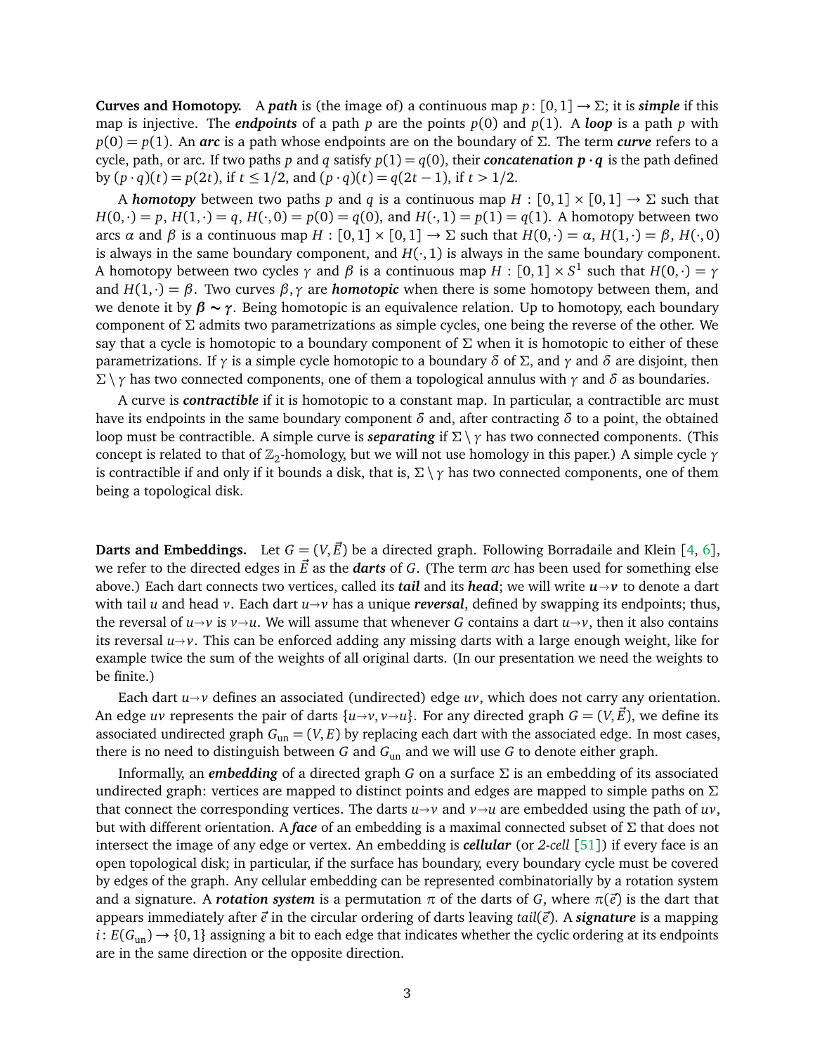**Curves and Homotopy.** A ***path*** is (the image of) a continuous map $p\colon [0,1] \to \Sigma$; it is ***simple*** if this map is injective. The ***endpoints*** of a path $p$ are the points $p(0)$ and $p(1)$. A ***loop*** is a path $p$ with $p(0) = p(1)$. An ***arc*** is a path whose endpoints are on the boundary of $\Sigma$. The term ***curve*** refers to a cycle, path, or arc. If two paths $p$ and $q$ satisfy $p(1) = q(0)$, their ***concatenation*** $\boldsymbol{p \cdot q}$ is the path defined by $(p \cdot q)(t) = p(2t)$, if $t \le 1/2$, and $(p \cdot q)(t) = q(2t-1)$, if $t > 1/2$.

A ***homotopy*** between two paths $p$ and $q$ is a continuous map $H : [0,1] \times [0,1] \to \Sigma$ such that $H(0,\cdot) = p$, $H(1,\cdot) = q$, $H(\cdot,0) = p(0) = q(0)$, and $H(\cdot,1) = p(1) = q(1)$. A homotopy between two arcs $\alpha$ and $\beta$ is a continuous map $H : [0,1] \times [0,1] \to \Sigma$ such that $H(0,\cdot) = \alpha$, $H(1,\cdot) = \beta$, $H(\cdot,0)$ is always in the same boundary component, and $H(\cdot,1)$ is always in the same boundary component. A homotopy between two cycles $\gamma$ and $\beta$ is a continuous map $H : [0,1] \times S^1$ such that $H(0,\cdot) = \gamma$ and $H(1,\cdot) = \beta$. Two curves $\beta, \gamma$ are ***homotopic*** when there is some homotopy between them, and we denote it by $\boldsymbol{\beta \sim \gamma}$. Being homotopic is an equivalence relation. Up to homotopy, each boundary component of $\Sigma$ admits two parametrizations as simple cycles, one being the reverse of the other. We say that a cycle is homotopic to a boundary component of $\Sigma$ when it is homotopic to either of these parametrizations. If $\gamma$ is a simple cycle homotopic to a boundary $\delta$ of $\Sigma$, and $\gamma$ and $\delta$ are disjoint, then $\Sigma \setminus \gamma$ has two connected components, one of them a topological annulus with $\gamma$ and $\delta$ as boundaries.

A curve is ***contractible*** if it is homotopic to a constant map. In particular, a contractible arc must have its endpoints in the same boundary component $\delta$ and, after contracting $\delta$ to a point, the obtained loop must be contractible. A simple curve is ***separating*** if $\Sigma \setminus \gamma$ has two connected components. (This concept is related to that of $\mathbb{Z}_2$-homology, but we will not use homology in this paper.) A simple cycle $\gamma$ is contractible if and only if it bounds a disk, that is, $\Sigma \setminus \gamma$ has two connected components, one of them being a topological disk.

**Darts and Embeddings.** Let $G = (V, \vec{E})$ be a directed graph. Following Borradaile and Klein [4, 6], we refer to the directed edges in $\vec{E}$ as the ***darts*** of $G$. (The term *arc* has been used for something else above.) Each dart connects two vertices, called its ***tail*** and its ***head***; we will write $\boldsymbol{u \to v}$ to denote a dart with tail $u$ and head $v$. Each dart $u \to v$ has a unique ***reversal***, defined by swapping its endpoints; thus, the reversal of $u \to v$ is $v \to u$. We will assume that whenever $G$ contains a dart $u \to v$, then it also contains its reversal $u \to v$. This can be enforced adding any missing darts with a large enough weight, like for example twice the sum of the weights of all original darts. (In our presentation we need the weights to be finite.)

Each dart $u \to v$ defines an associated (undirected) edge $uv$, which does not carry any orientation. An edge $uv$ represents the pair of darts $\{u \to v, v \to u\}$. For any directed graph $G = (V, \vec{E})$, we define its associated undirected graph $G_{\text{un}} = (V, E)$ by replacing each dart with the associated edge. In most cases, there is no need to distinguish between $G$ and $G_{\text{un}}$ and we will use $G$ to denote either graph.

Informally, an ***embedding*** of a directed graph $G$ on a surface $\Sigma$ is an embedding of its associated undirected graph: vertices are mapped to distinct points and edges are mapped to simple paths on $\Sigma$ that connect the corresponding vertices. The darts $u \to v$ and $v \to u$ are embedded using the path of $uv$, but with different orientation. A ***face*** of an embedding is a maximal connected subset of $\Sigma$ that does not intersect the image of any edge or vertex. An embedding is ***cellular*** (or *2-cell* [51]) if every face is an open topological disk; in particular, if the surface has boundary, every boundary cycle must be covered by edges of the graph. Any cellular embedding can be represented combinatorially by a rotation system and a signature. A ***rotation system*** is a permutation $\pi$ of the darts of $G$, where $\pi(\vec{e})$ is the dart that appears immediately after $\vec{e}$ in the circular ordering of darts leaving $tail(\vec{e})$. A ***signature*** is a mapping $i\colon E(G_{\text{un}}) \to \{0,1\}$ assigning a bit to each edge that indicates whether the cyclic ordering at its endpoints are in the same direction or the opposite direction.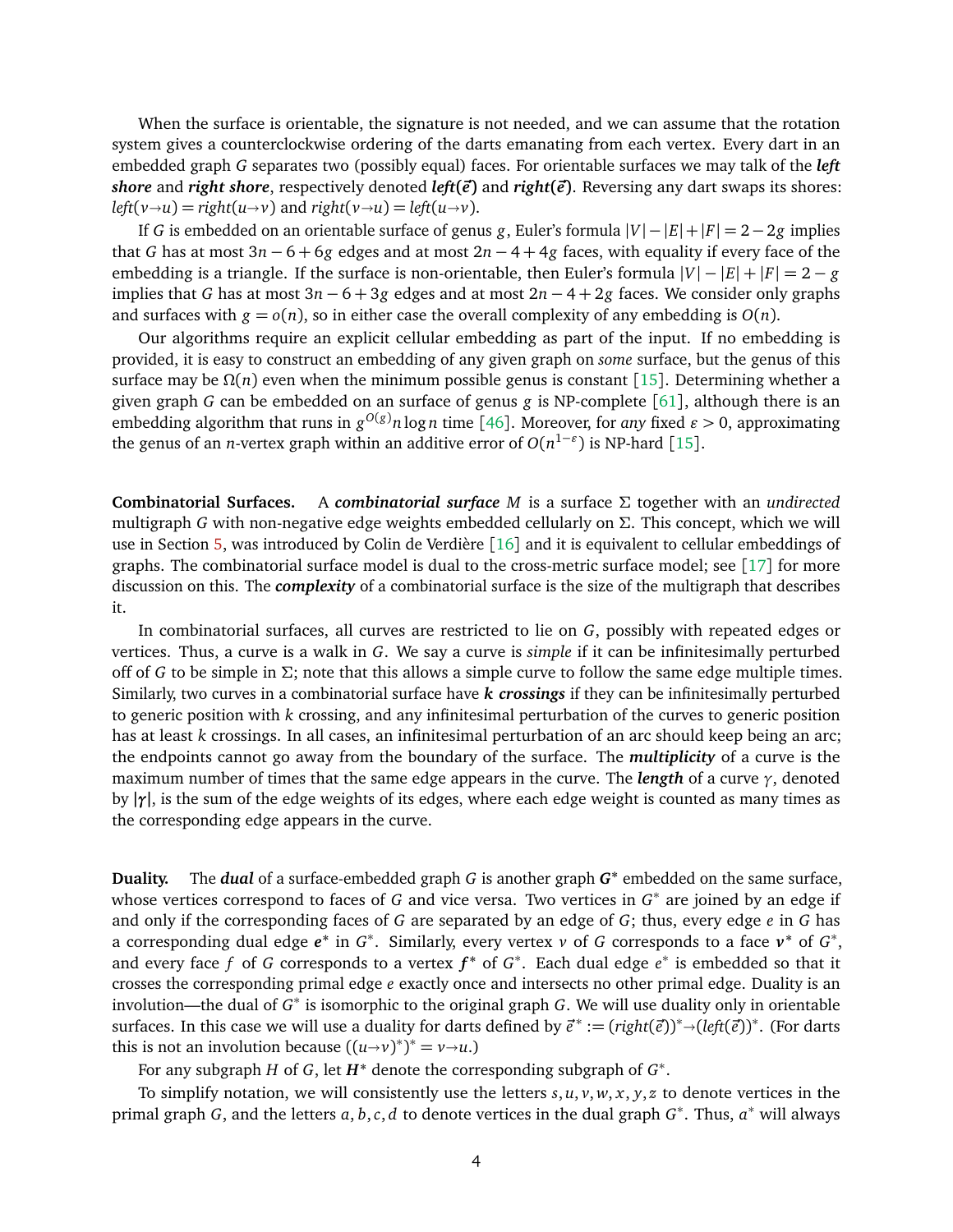When the surface is orientable, the signature is not needed, and we can assume that the rotation system gives a counterclockwise ordering of the darts emanating from each vertex. Every dart in an embedded graph $G$ separates two (possibly equal) faces. For orientable surfaces we may talk of the ***left shore*** and ***right shore***, respectively denoted $\boldsymbol{left(\vec{e})}$ and $\boldsymbol{right(\vec{e})}$. Reversing any dart swaps its shores: $left(v{\to}u) = right(u{\to}v)$ and $right(v{\to}u) = left(u{\to}v)$.

If $G$ is embedded on an orientable surface of genus $g$, Euler's formula $|V|-|E|+|F| = 2-2g$ implies that $G$ has at most $3n-6+6g$ edges and at most $2n-4+4g$ faces, with equality if every face of the embedding is a triangle. If the surface is non-orientable, then Euler's formula $|V|-|E|+|F| = 2-g$ implies that $G$ has at most $3n-6+3g$ edges and at most $2n-4+2g$ faces. We consider only graphs and surfaces with $g = o(n)$, so in either case the overall complexity of any embedding is $O(n)$.

Our algorithms require an explicit cellular embedding as part of the input. If no embedding is provided, it is easy to construct an embedding of any given graph on *some* surface, but the genus of this surface may be $\Omega(n)$ even when the minimum possible genus is constant [15]. Determining whether a given graph $G$ can be embedded on an surface of genus $g$ is NP-complete [61], although there is an embedding algorithm that runs in $g^{O(g)} n \log n$ time [46]. Moreover, for *any* fixed $\varepsilon > 0$, approximating the genus of an $n$-vertex graph within an additive error of $O(n^{1-\varepsilon})$ is NP-hard [15].

**Combinatorial Surfaces.** A ***combinatorial surface*** $M$ is a surface $\Sigma$ together with an *undirected* multigraph $G$ with non-negative edge weights embedded cellularly on $\Sigma$. This concept, which we will use in Section 5, was introduced by Colin de Verdière [16] and it is equivalent to cellular embeddings of graphs. The combinatorial surface model is dual to the cross-metric surface model; see [17] for more discussion on this. The ***complexity*** of a combinatorial surface is the size of the multigraph that describes it.

In combinatorial surfaces, all curves are restricted to lie on $G$, possibly with repeated edges or vertices. Thus, a curve is a walk in $G$. We say a curve is *simple* if it can be infinitesimally perturbed off of $G$ to be simple in $\Sigma$; note that this allows a simple curve to follow the same edge multiple times. Similarly, two curves in a combinatorial surface have ***$k$ crossings*** if they can be infinitesimally perturbed to generic position with $k$ crossing, and any infinitesimal perturbation of the curves to generic position has at least $k$ crossings. In all cases, an infinitesimal perturbation of an arc should keep being an arc; the endpoints cannot go away from the boundary of the surface. The ***multiplicity*** of a curve is the maximum number of times that the same edge appears in the curve. The ***length*** of a curve $\gamma$, denoted by $\boldsymbol{|\gamma|}$, is the sum of the edge weights of its edges, where each edge weight is counted as many times as the corresponding edge appears in the curve.

**Duality.** The ***dual*** of a surface-embedded graph $G$ is another graph $\boldsymbol{G^*}$ embedded on the same surface, whose vertices correspond to faces of $G$ and vice versa. Two vertices in $G^*$ are joined by an edge if and only if the corresponding faces of $G$ are separated by an edge of $G$; thus, every edge $e$ in $G$ has a corresponding dual edge $\boldsymbol{e^*}$ in $G^*$. Similarly, every vertex $v$ of $G$ corresponds to a face $\boldsymbol{v^*}$ of $G^*$, and every face $f$ of $G$ corresponds to a vertex $\boldsymbol{f^*}$ of $G^*$. Each dual edge $e^*$ is embedded so that it crosses the corresponding primal edge $e$ exactly once and intersects no other primal edge. Duality is an involution—the dual of $G^*$ is isomorphic to the original graph $G$. We will use duality only in orientable surfaces. In this case we will use a duality for darts defined by $\vec{e}^* := (right(\vec{e}))^* {\to} (left(\vec{e}))^*$. (For darts this is not an involution because $((u{\to}v)^*)^* = v{\to}u$.)

For any subgraph $H$ of $G$, let $\boldsymbol{H^*}$ denote the corresponding subgraph of $G^*$.

To simplify notation, we will consistently use the letters $s, u, v, w, x, y, z$ to denote vertices in the primal graph $G$, and the letters $a, b, c, d$ to denote vertices in the dual graph $G^*$. Thus, $a^*$ will always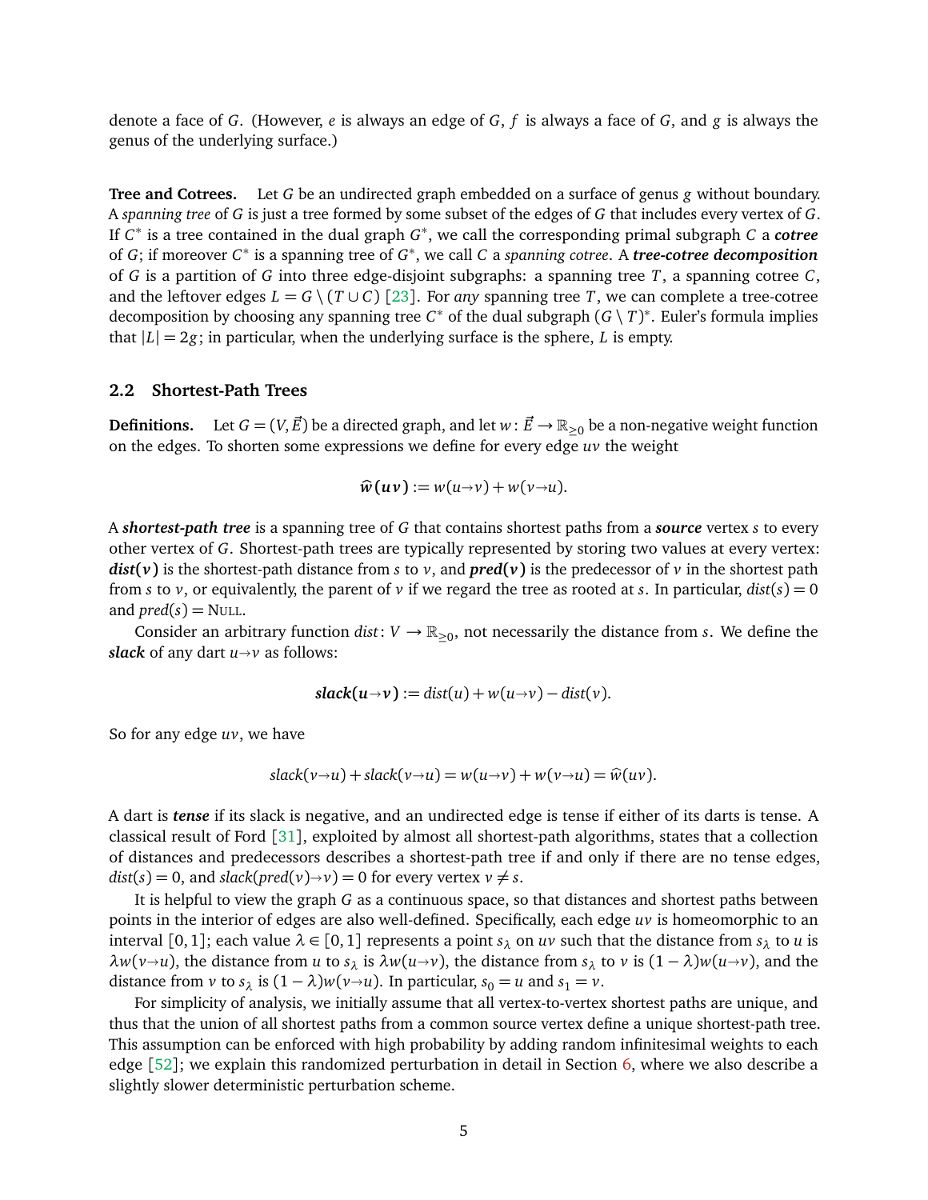denote a face of $G$. (However, $e$ is always an edge of $G$, $f$ is always a face of $G$, and $g$ is always the genus of the underlying surface.)

**Tree and Cotrees.** Let $G$ be an undirected graph embedded on a surface of genus $g$ without boundary. A *spanning tree* of $G$ is just a tree formed by some subset of the edges of $G$ that includes every vertex of $G$. If $C^*$ is a tree contained in the dual graph $G^*$, we call the corresponding primal subgraph $C$ a ***cotree*** of $G$; if moreover $C^*$ is a spanning tree of $G^*$, we call $C$ a *spanning cotree*. A ***tree-cotree decomposition*** of $G$ is a partition of $G$ into three edge-disjoint subgraphs: a spanning tree $T$, a spanning cotree $C$, and the leftover edges $L = G \setminus (T \cup C)$ [23]. For *any* spanning tree $T$, we can complete a tree-cotree decomposition by choosing any spanning tree $C^*$ of the dual subgraph $(G \setminus T)^*$. Euler's formula implies that $|L| = 2g$; in particular, when the underlying surface is the sphere, $L$ is empty.

## 2.2 Shortest-Path Trees

**Definitions.** Let $G = (V, \vec{E})$ be a directed graph, and let $w \colon \vec{E} \to \mathbb{R}_{\geq 0}$ be a non-negative weight function on the edges. To shorten some expressions we define for every edge $uv$ the weight

$$\widehat{w}(uv) := w(u{\rightarrow}v) + w(v{\rightarrow}u).$$

A ***shortest-path tree*** is a spanning tree of $G$ that contains shortest paths from a ***source*** vertex $s$ to every other vertex of $G$. Shortest-path trees are typically represented by storing two values at every vertex: $\boldsymbol{dist(v)}$ is the shortest-path distance from $s$ to $v$, and $\boldsymbol{pred(v)}$ is the predecessor of $v$ in the shortest path from $s$ to $v$, or equivalently, the parent of $v$ if we regard the tree as rooted at $s$. In particular, $dist(s) = 0$ and $pred(s) = \textsc{Null}$.

Consider an arbitrary function $dist \colon V \to \mathbb{R}_{\geq 0}$, not necessarily the distance from $s$. We define the ***slack*** of any dart $u{\rightarrow}v$ as follows:

$$\boldsymbol{slack(u{\rightarrow}v)} := dist(u) + w(u{\rightarrow}v) - dist(v).$$

So for any edge $uv$, we have

$$slack(v{\rightarrow}u) + slack(v{\rightarrow}u) = w(u{\rightarrow}v) + w(v{\rightarrow}u) = \widehat{w}(uv).$$

A dart is ***tense*** if its slack is negative, and an undirected edge is tense if either of its darts is tense. A classical result of Ford [31], exploited by almost all shortest-path algorithms, states that a collection of distances and predecessors describes a shortest-path tree if and only if there are no tense edges, $dist(s) = 0$, and $slack(pred(v){\rightarrow}v) = 0$ for every vertex $v \neq s$.

It is helpful to view the graph $G$ as a continuous space, so that distances and shortest paths between points in the interior of edges are also well-defined. Specifically, each edge $uv$ is homeomorphic to an interval $[0,1]$; each value $\lambda \in [0,1]$ represents a point $s_\lambda$ on $uv$ such that the distance from $s_\lambda$ to $u$ is $\lambda w(v{\rightarrow}u)$, the distance from $u$ to $s_\lambda$ is $\lambda w(u{\rightarrow}v)$, the distance from $s_\lambda$ to $v$ is $(1-\lambda)w(u{\rightarrow}v)$, and the distance from $v$ to $s_\lambda$ is $(1-\lambda)w(v{\rightarrow}u)$. In particular, $s_0 = u$ and $s_1 = v$.

For simplicity of analysis, we initially assume that all vertex-to-vertex shortest paths are unique, and thus that the union of all shortest paths from a common source vertex define a unique shortest-path tree. This assumption can be enforced with high probability by adding random infinitesimal weights to each edge [52]; we explain this randomized perturbation in detail in Section 6, where we also describe a slightly slower deterministic perturbation scheme.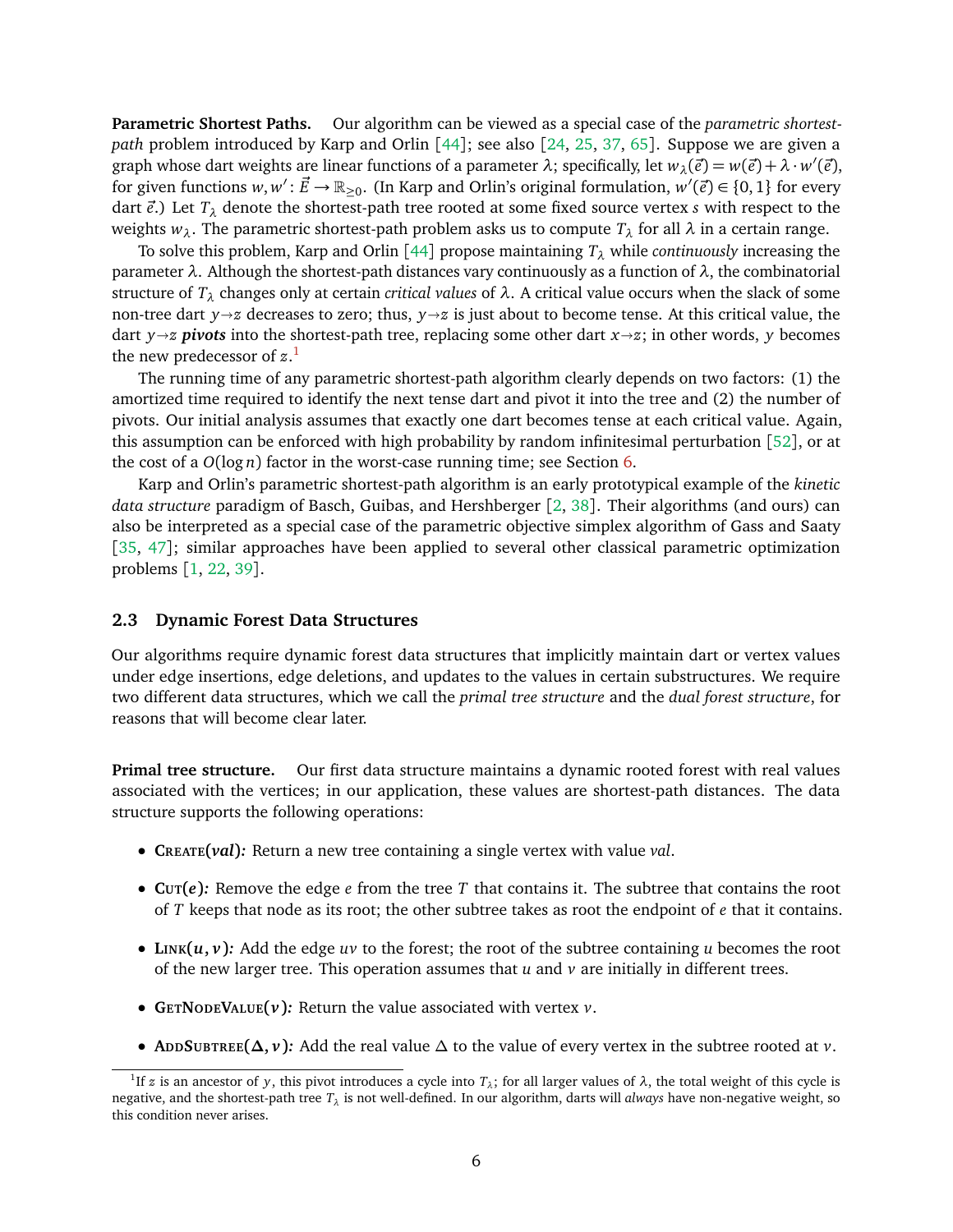**Parametric Shortest Paths.** Our algorithm can be viewed as a special case of the *parametric shortest-path* problem introduced by Karp and Orlin [44]; see also [24, 25, 37, 65]. Suppose we are given a graph whose dart weights are linear functions of a parameter $\lambda$; specifically, let $w_\lambda(\vec{e}) = w(\vec{e}) + \lambda \cdot w'(\vec{e})$, for given functions $w, w' \colon \vec{E} \to \mathbb{R}_{\geq 0}$. (In Karp and Orlin's original formulation, $w'(\vec{e}) \in \{0, 1\}$ for every dart $\vec{e}$.) Let $T_\lambda$ denote the shortest-path tree rooted at some fixed source vertex $s$ with respect to the weights $w_\lambda$. The parametric shortest-path problem asks us to compute $T_\lambda$ for all $\lambda$ in a certain range.

To solve this problem, Karp and Orlin [44] propose maintaining $T_\lambda$ while *continuously* increasing the parameter $\lambda$. Although the shortest-path distances vary continuously as a function of $\lambda$, the combinatorial structure of $T_\lambda$ changes only at certain *critical values* of $\lambda$. A critical value occurs when the slack of some non-tree dart $y \to z$ decreases to zero; thus, $y \to z$ is just about to become tense. At this critical value, the dart $y \to z$ ***pivots*** into the shortest-path tree, replacing some other dart $x \to z$; in other words, $y$ becomes the new predecessor of $z$.[1]

The running time of any parametric shortest-path algorithm clearly depends on two factors: (1) the amortized time required to identify the next tense dart and pivot it into the tree and (2) the number of pivots. Our initial analysis assumes that exactly one dart becomes tense at each critical value. Again, this assumption can be enforced with high probability by random infinitesimal perturbation [52], or at the cost of a $O(\log n)$ factor in the worst-case running time; see Section 6.

Karp and Orlin's parametric shortest-path algorithm is an early prototypical example of the *kinetic data structure* paradigm of Basch, Guibas, and Hershberger [2, 38]. Their algorithms (and ours) can also be interpreted as a special case of the parametric objective simplex algorithm of Gass and Saaty [35, 47]; similar approaches have been applied to several other classical parametric optimization problems [1, 22, 39].

### 2.3 Dynamic Forest Data Structures

Our algorithms require dynamic forest data structures that implicitly maintain dart or vertex values under edge insertions, edge deletions, and updates to the values in certain substructures. We require two different data structures, which we call the *primal tree structure* and the *dual forest structure*, for reasons that will become clear later.

**Primal tree structure.** Our first data structure maintains a dynamic rooted forest with real values associated with the vertices; in our application, these values are shortest-path distances. The data structure supports the following operations:

- **Create(*val*)*:*** Return a new tree containing a single vertex with value *val*.
- **Cut(*e*)*:*** Remove the edge $e$ from the tree $T$ that contains it. The subtree that contains the root of $T$ keeps that node as its root; the other subtree takes as root the endpoint of $e$ that it contains.
- **Link($u, v$)*:*** Add the edge $uv$ to the forest; the root of the subtree containing $u$ becomes the root of the new larger tree. This operation assumes that $u$ and $v$ are initially in different trees.
- **GetNodeValue($v$)*:*** Return the value associated with vertex $v$.
- **AddSubtree($\Delta, v$)*:*** Add the real value $\Delta$ to the value of every vertex in the subtree rooted at $v$.

[1] If $z$ is an ancestor of $y$, this pivot introduces a cycle into $T_\lambda$; for all larger values of $\lambda$, the total weight of this cycle is negative, and the shortest-path tree $T_\lambda$ is not well-defined. In our algorithm, darts will *always* have non-negative weight, so this condition never arises.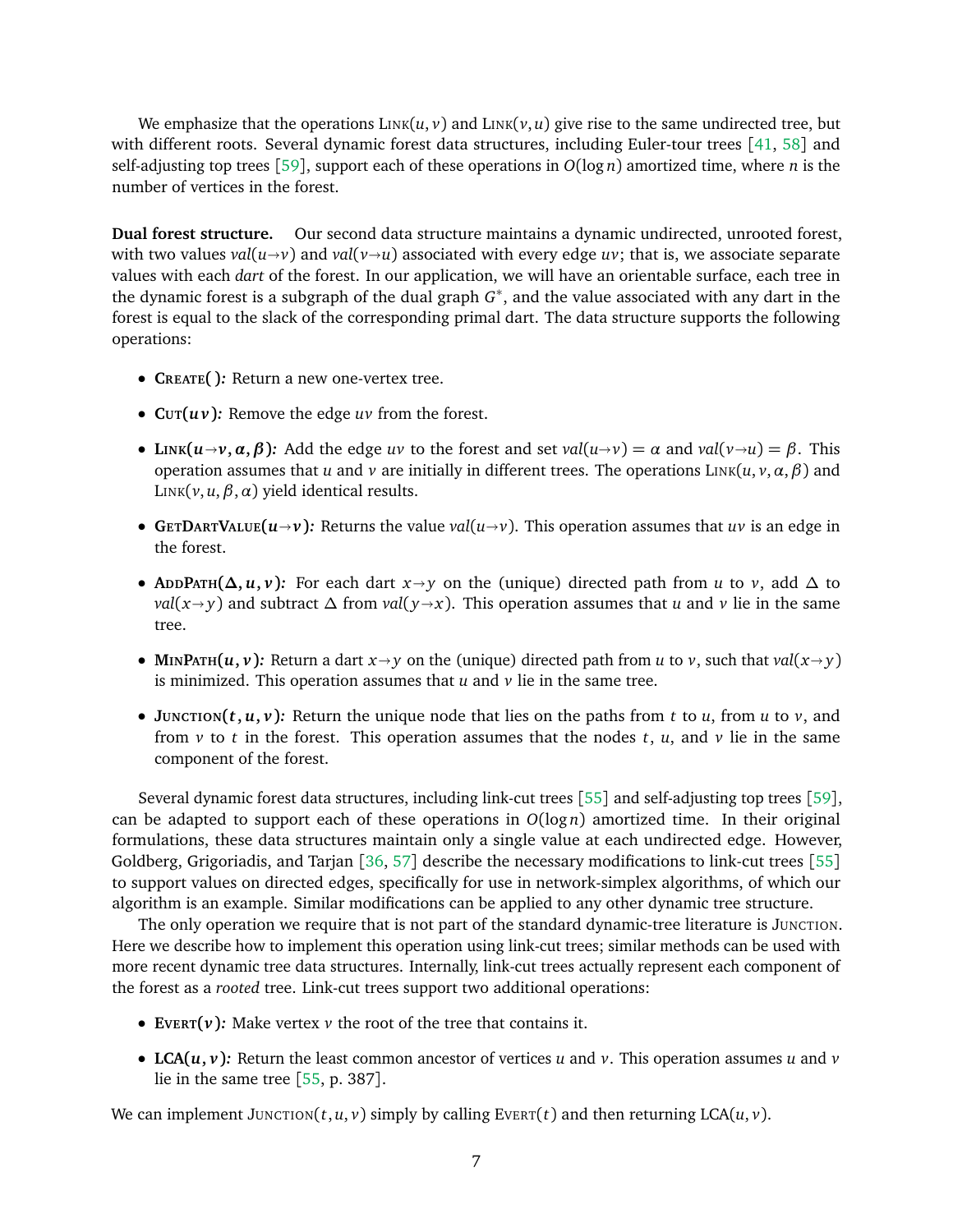We emphasize that the operations Link$(u, v)$ and Link$(v, u)$ give rise to the same undirected tree, but with different roots. Several dynamic forest data structures, including Euler-tour trees [41, 58] and self-adjusting top trees [59], support each of these operations in $O(\log n)$ amortized time, where $n$ is the number of vertices in the forest.

**Dual forest structure.** Our second data structure maintains a dynamic undirected, unrooted forest, with two values $val(u{\to}v)$ and $val(v{\to}u)$ associated with every edge $uv$; that is, we associate separate values with each *dart* of the forest. In our application, we will have an orientable surface, each tree in the dynamic forest is a subgraph of the dual graph $G^*$, and the value associated with any dart in the forest is equal to the slack of the corresponding primal dart. The data structure supports the following operations:

- **Create( ):** Return a new one-vertex tree.
- **Cut$(uv)$:** Remove the edge $uv$ from the forest.
- **Link$(u{\to}v, \alpha, \beta)$:** Add the edge $uv$ to the forest and set $val(u{\to}v) = \alpha$ and $val(v{\to}u) = \beta$. This operation assumes that $u$ and $v$ are initially in different trees. The operations Link$(u, v, \alpha, \beta)$ and Link$(v, u, \beta, \alpha)$ yield identical results.
- **GetDartValue$(u{\to}v)$:** Returns the value $val(u{\to}v)$. This operation assumes that $uv$ is an edge in the forest.
- **AddPath$(\Delta, u, v)$:** For each dart $x{\to}y$ on the (unique) directed path from $u$ to $v$, add $\Delta$ to $val(x{\to}y)$ and subtract $\Delta$ from $val(y{\to}x)$. This operation assumes that $u$ and $v$ lie in the same tree.
- **MinPath$(u, v)$:** Return a dart $x{\to}y$ on the (unique) directed path from $u$ to $v$, such that $val(x{\to}y)$ is minimized. This operation assumes that $u$ and $v$ lie in the same tree.
- **Junction$(t, u, v)$:** Return the unique node that lies on the paths from $t$ to $u$, from $u$ to $v$, and from $v$ to $t$ in the forest. This operation assumes that the nodes $t$, $u$, and $v$ lie in the same component of the forest.

Several dynamic forest data structures, including link-cut trees [55] and self-adjusting top trees [59], can be adapted to support each of these operations in $O(\log n)$ amortized time. In their original formulations, these data structures maintain only a single value at each undirected edge. However, Goldberg, Grigoriadis, and Tarjan [36, 57] describe the necessary modifications to link-cut trees [55] to support values on directed edges, specifically for use in network-simplex algorithms, of which our algorithm is an example. Similar modifications can be applied to any other dynamic tree structure.

The only operation we require that is not part of the standard dynamic-tree literature is Junction. Here we describe how to implement this operation using link-cut trees; similar methods can be used with more recent dynamic tree data structures. Internally, link-cut trees actually represent each component of the forest as a *rooted* tree. Link-cut trees support two additional operations:

- **Evert$(v)$:** Make vertex $v$ the root of the tree that contains it.
- **LCA$(u, v)$:** Return the least common ancestor of vertices $u$ and $v$. This operation assumes $u$ and $v$ lie in the same tree [55, p. 387].

We can implement Junction$(t, u, v)$ simply by calling Evert$(t)$ and then returning LCA$(u, v)$.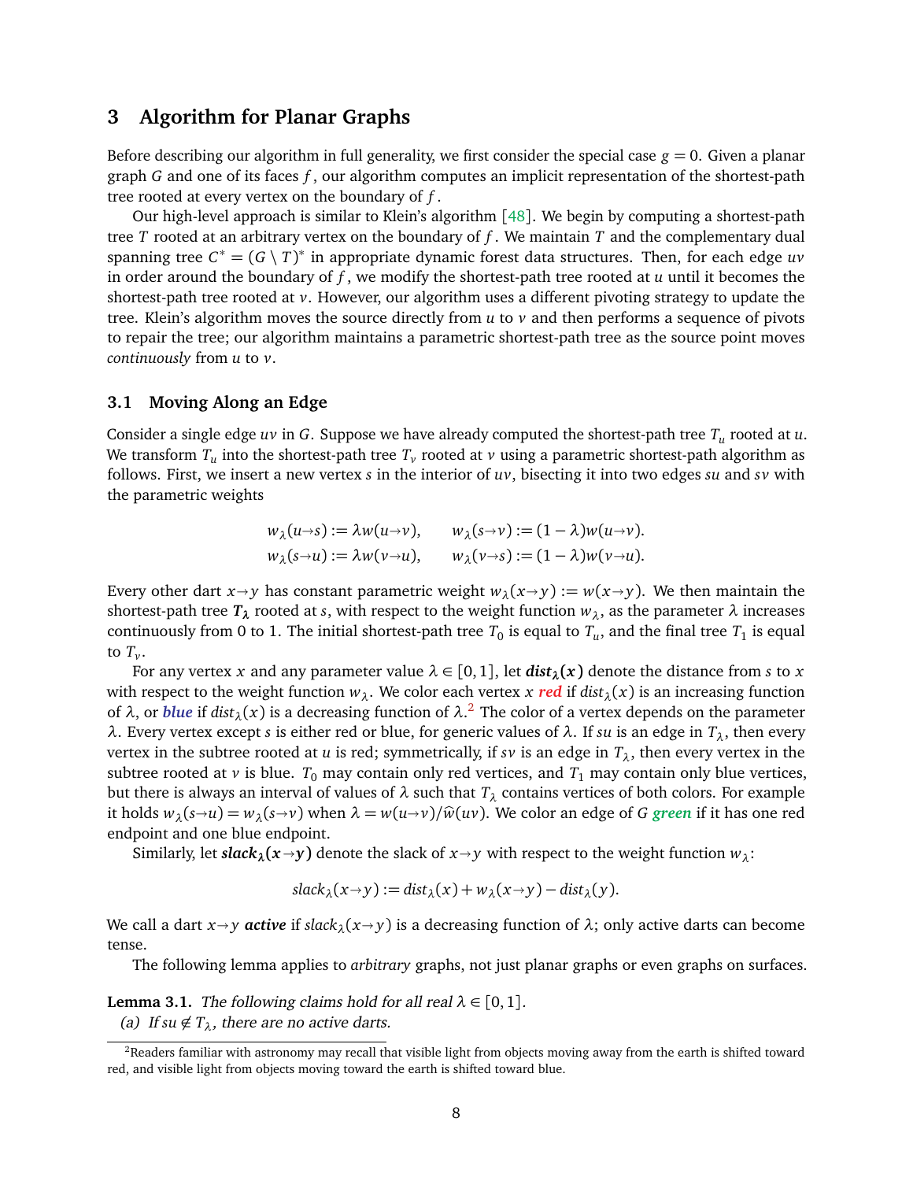## 3 Algorithm for Planar Graphs

Before describing our algorithm in full generality, we first consider the special case $g = 0$. Given a planar graph $G$ and one of its faces $f$, our algorithm computes an implicit representation of the shortest-path tree rooted at every vertex on the boundary of $f$.

Our high-level approach is similar to Klein's algorithm [48]. We begin by computing a shortest-path tree $T$ rooted at an arbitrary vertex on the boundary of $f$. We maintain $T$ and the complementary dual spanning tree $C^* = (G \setminus T)^*$ in appropriate dynamic forest data structures. Then, for each edge $uv$ in order around the boundary of $f$, we modify the shortest-path tree rooted at $u$ until it becomes the shortest-path tree rooted at $v$. However, our algorithm uses a different pivoting strategy to update the tree. Klein's algorithm moves the source directly from $u$ to $v$ and then performs a sequence of pivots to repair the tree; our algorithm maintains a parametric shortest-path tree as the source point moves *continuously* from $u$ to $v$.

### 3.1 Moving Along an Edge

Consider a single edge $uv$ in $G$. Suppose we have already computed the shortest-path tree $T_u$ rooted at $u$. We transform $T_u$ into the shortest-path tree $T_v$ rooted at $v$ using a parametric shortest-path algorithm as follows. First, we insert a new vertex $s$ in the interior of $uv$, bisecting it into two edges $su$ and $sv$ with the parametric weights

$$
\begin{aligned}
w_\lambda(u{\to}s) &:= \lambda w(u{\to}v), \qquad & w_\lambda(s{\to}v) &:= (1-\lambda) w(u{\to}v).\\
w_\lambda(s{\to}u) &:= \lambda w(v{\to}u), \qquad & w_\lambda(v{\to}s) &:= (1-\lambda) w(v{\to}u).
\end{aligned}
$$

Every other dart $x{\to}y$ has constant parametric weight $w_\lambda(x{\to}y) := w(x{\to}y)$. We then maintain the shortest-path tree $\boldsymbol{T_\lambda}$ rooted at $s$, with respect to the weight function $w_\lambda$, as the parameter $\lambda$ increases continuously from 0 to 1. The initial shortest-path tree $T_0$ is equal to $T_u$, and the final tree $T_1$ is equal to $T_v$.

For any vertex $x$ and any parameter value $\lambda \in [0,1]$, let $\boldsymbol{dist_\lambda(x)}$ denote the distance from $s$ to $x$ with respect to the weight function $w_\lambda$. We color each vertex $x$ ***red*** if $dist_\lambda(x)$ is an increasing function of $\lambda$, or ***blue*** if $dist_\lambda(x)$ is a decreasing function of $\lambda$.[2] The color of a vertex depends on the parameter $\lambda$. Every vertex except $s$ is either red or blue, for generic values of $\lambda$. If $su$ is an edge in $T_\lambda$, then every vertex in the subtree rooted at $u$ is red; symmetrically, if $sv$ is an edge in $T_\lambda$, then every vertex in the subtree rooted at $v$ is blue. $T_0$ may contain only red vertices, and $T_1$ may contain only blue vertices, but there is always an interval of values of $\lambda$ such that $T_\lambda$ contains vertices of both colors. For example it holds $w_\lambda(s{\to}u) = w_\lambda(s{\to}v)$ when $\lambda = w(u{\to}v)/\widehat{w}(uv)$. We color an edge of $G$ ***green*** if it has one red endpoint and one blue endpoint.

Similarly, let $\boldsymbol{slack_\lambda(x{\to}y)}$ denote the slack of $x{\to}y$ with respect to the weight function $w_\lambda$:

$$
slack_\lambda(x{\to}y) := dist_\lambda(x) + w_\lambda(x{\to}y) - dist_\lambda(y).
$$

We call a dart $x{\to}y$ ***active*** if $slack_\lambda(x{\to}y)$ is a decreasing function of $\lambda$; only active darts can become tense.

The following lemma applies to *arbitrary* graphs, not just planar graphs or even graphs on surfaces.

**Lemma 3.1.** *The following claims hold for all real $\lambda \in [0,1]$.*
*(a) If $su \notin T_\lambda$, there are no active darts.*

[2] Readers familiar with astronomy may recall that visible light from objects moving away from the earth is shifted toward red, and visible light from objects moving toward the earth is shifted toward blue.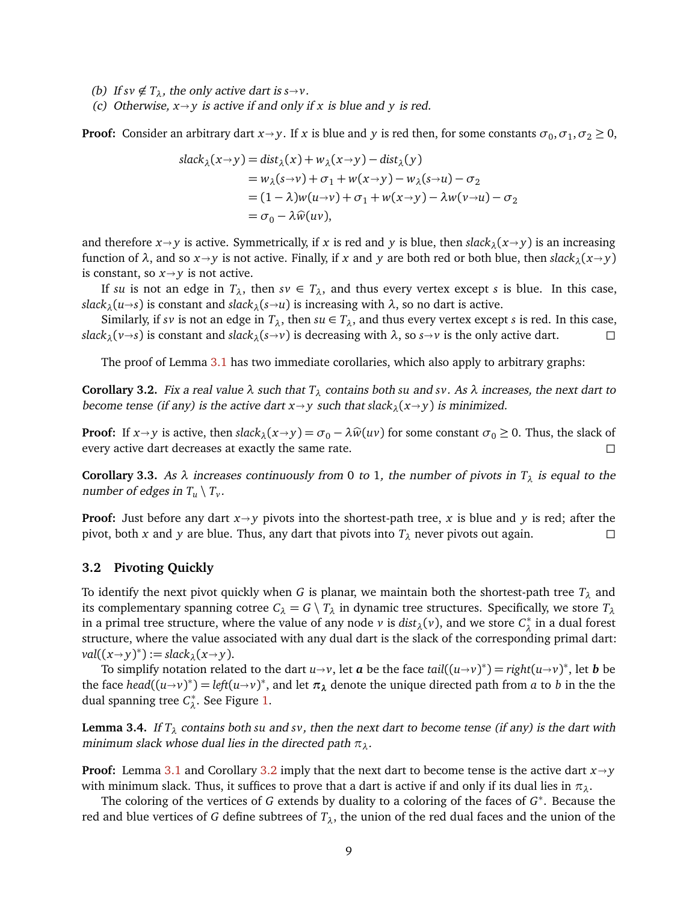(b) *If $sv \notin T_\lambda$, the only active dart is $s \to v$.*

(c) *Otherwise, $x \to y$ is active if and only if $x$ is blue and $y$ is red.*

**Proof:** Consider an arbitrary dart $x \to y$. If $x$ is blue and $y$ is red then, for some constants $\sigma_0, \sigma_1, \sigma_2 \geq 0$,

$$\begin{aligned}
slack_\lambda(x \to y) &= dist_\lambda(x) + w_\lambda(x \to y) - dist_\lambda(y) \\
&= w_\lambda(s \to v) + \sigma_1 + w(x \to y) - w_\lambda(s \to u) - \sigma_2 \\
&= (1-\lambda) w(u \to v) + \sigma_1 + w(x \to y) - \lambda w(v \to u) - \sigma_2 \\
&= \sigma_0 - \lambda \widehat{w}(uv),
\end{aligned}$$

and therefore $x \to y$ is active. Symmetrically, if $x$ is red and $y$ is blue, then $slack_\lambda(x \to y)$ is an increasing function of $\lambda$, and so $x \to y$ is not active. Finally, if $x$ and $y$ are both red or both blue, then $slack_\lambda(x \to y)$ is constant, so $x \to y$ is not active.

If $su$ is not an edge in $T_\lambda$, then $sv \in T_\lambda$, and thus every vertex except $s$ is blue. In this case, $slack_\lambda(u \to s)$ is constant and $slack_\lambda(s \to u)$ is increasing with $\lambda$, so no dart is active.

Similarly, if $sv$ is not an edge in $T_\lambda$, then $su \in T_\lambda$, and thus every vertex except $s$ is red. In this case, $slack_\lambda(v \to s)$ is constant and $slack_\lambda(s \to v)$ is decreasing with $\lambda$, so $s \to v$ is the only active dart. □

The proof of Lemma 3.1 has two immediate corollaries, which also apply to arbitrary graphs:

**Corollary 3.2.** *Fix a real value $\lambda$ such that $T_\lambda$ contains both $su$ and $sv$. As $\lambda$ increases, the next dart to become tense (if any) is the active dart $x \to y$ such that $slack_\lambda(x \to y)$ is minimized.*

**Proof:** If $x \to y$ is active, then $slack_\lambda(x \to y) = \sigma_0 - \lambda \widehat{w}(uv)$ for some constant $\sigma_0 \geq 0$. Thus, the slack of every active dart decreases at exactly the same rate. □

**Corollary 3.3.** *As $\lambda$ increases continuously from $0$ to $1$, the number of pivots in $T_\lambda$ is equal to the number of edges in $T_u \setminus T_v$.*

**Proof:** Just before any dart $x \to y$ pivots into the shortest-path tree, $x$ is blue and $y$ is red; after the pivot, both $x$ and $y$ are blue. Thus, any dart that pivots into $T_\lambda$ never pivots out again. □

### 3.2 Pivoting Quickly

To identify the next pivot quickly when $G$ is planar, we maintain both the shortest-path tree $T_\lambda$ and its complementary spanning cotree $C_\lambda = G \setminus T_\lambda$ in dynamic tree structures. Specifically, we store $T_\lambda$ in a primal tree structure, where the value of any node $v$ is $dist_\lambda(v)$, and we store $C^*_\lambda$ in a dual forest structure, where the value associated with any dual dart is the slack of the corresponding primal dart: $val((x \to y)^*) := slack_\lambda(x \to y)$.

To simplify notation related to the dart $u \to v$, let $\boldsymbol{a}$ be the face $tail((u \to v)^*) = right(u \to v)^*$, let $\boldsymbol{b}$ be the face $head((u \to v)^*) = left(u \to v)^*$, and let $\boldsymbol{\pi_\lambda}$ denote the unique directed path from $a$ to $b$ in the the dual spanning tree $C^*_\lambda$. See Figure 1.

**Lemma 3.4.** *If $T_\lambda$ contains both $su$ and $sv$, then the next dart to become tense (if any) is the dart with minimum slack whose dual lies in the directed path $\pi_\lambda$.*

**Proof:** Lemma 3.1 and Corollary 3.2 imply that the next dart to become tense is the active dart $x \to y$ with minimum slack. Thus, it suffices to prove that a dart is active if and only if its dual lies in $\pi_\lambda$.

The coloring of the vertices of $G$ extends by duality to a coloring of the faces of $G^*$. Because the red and blue vertices of $G$ define subtrees of $T_\lambda$, the union of the red dual faces and the union of the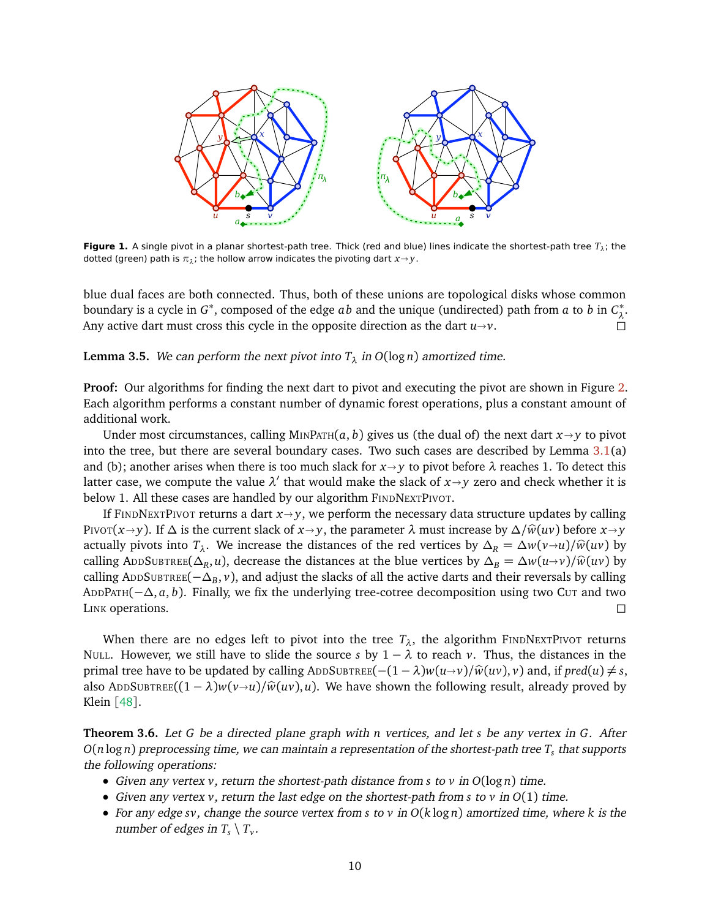**Figure 1.** A single pivot in a planar shortest-path tree. Thick (red and blue) lines indicate the shortest-path tree $T_\lambda$; the dotted (green) path is $\pi_\lambda$; the hollow arrow indicates the pivoting dart $x \rightarrow y$.

blue dual faces are both connected. Thus, both of these unions are topological disks whose common boundary is a cycle in $G^*$, composed of the edge $ab$ and the unique (undirected) path from $a$ to $b$ in $C^*_\lambda$. Any active dart must cross this cycle in the opposite direction as the dart $u \rightarrow v$. □

**Lemma 3.5.** *We can perform the next pivot into $T_\lambda$ in $O(\log n)$ amortized time.*

**Proof:** Our algorithms for finding the next dart to pivot and executing the pivot are shown in Figure 2. Each algorithm performs a constant number of dynamic forest operations, plus a constant amount of additional work.

Under most circumstances, calling MinPath$(a, b)$ gives us (the dual of) the next dart $x \rightarrow y$ to pivot into the tree, but there are several boundary cases. Two such cases are described by Lemma 3.1(a) and (b); another arises when there is too much slack for $x \rightarrow y$ to pivot before $\lambda$ reaches 1. To detect this latter case, we compute the value $\lambda'$ that would make the slack of $x \rightarrow y$ zero and check whether it is below 1. All these cases are handled by our algorithm FindNextPivot.

If FindNextPivot returns a dart $x \rightarrow y$, we perform the necessary data structure updates by calling Pivot$(x \rightarrow y)$. If $\Delta$ is the current slack of $x \rightarrow y$, the parameter $\lambda$ must increase by $\Delta / \widehat{w}(uv)$ before $x \rightarrow y$ actually pivots into $T_\lambda$. We increase the distances of the red vertices by $\Delta_R = \Delta w(v \rightarrow u) / \widehat{w}(uv)$ by calling AddSubtree$(\Delta_R, u)$, decrease the distances at the blue vertices by $\Delta_B = \Delta w(u \rightarrow v) / \widehat{w}(uv)$ by calling AddSubtree$(-\Delta_B, v)$, and adjust the slacks of all the active darts and their reversals by calling AddPath$(-\Delta, a, b)$. Finally, we fix the underlying tree-cotree decomposition using two Cut and two Link operations. □

When there are no edges left to pivot into the tree $T_\lambda$, the algorithm FindNextPivot returns Null. However, we still have to slide the source $s$ by $1 - \lambda$ to reach $v$. Thus, the distances in the primal tree have to be updated by calling AddSubtree$(-(1 - \lambda) w(u \rightarrow v) / \widehat{w}(uv), v)$ and, if $pred(u) \neq s$, also AddSubtree$((1 - \lambda) w(v \rightarrow u) / \widehat{w}(uv), u)$. We have shown the following result, already proved by Klein [48].

**Theorem 3.6.** *Let $G$ be a directed plane graph with $n$ vertices, and let $s$ be any vertex in $G$. After $O(n \log n)$ preprocessing time, we can maintain a representation of the shortest-path tree $T_s$ that supports the following operations:*

- *Given any vertex $v$, return the shortest-path distance from $s$ to $v$ in $O(\log n)$ time.*
- *Given any vertex $v$, return the last edge on the shortest-path from $s$ to $v$ in $O(1)$ time.*
- *For any edge $sv$, change the source vertex from $s$ to $v$ in $O(k \log n)$ amortized time, where $k$ is the number of edges in $T_s \setminus T_v$.*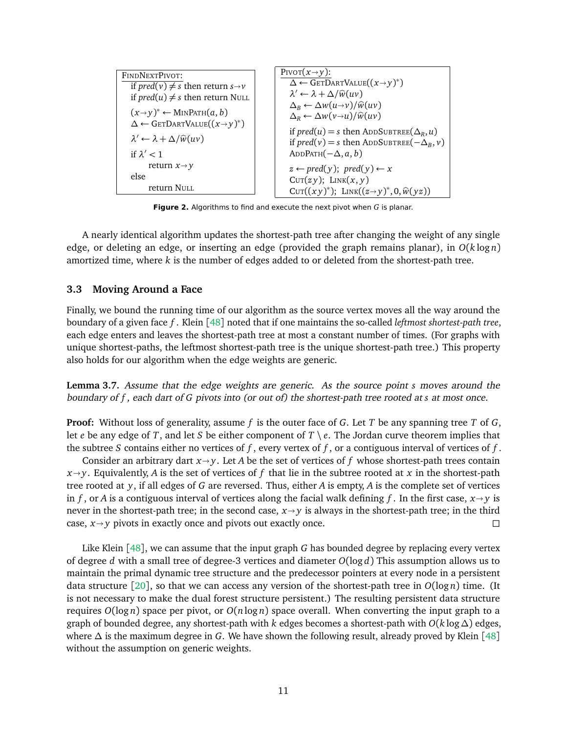```
FindNextPivot:
    if pred(v) ≠ s then return s→v
    if pred(u) ≠ s then return Null
    (x→y)* ← MinPath(a, b)
    Δ ← GetDartValue((x→y)*)
    λ' ← λ + Δ/ŵ(uv)
    if λ' < 1
        return x→y
    else
        return Null
```

```
Pivot(x→y):
    Δ ← GetDartValue((x→y)*)
    λ' ← λ + Δ/ŵ(uv)
    Δ_B ← Δw(u→v)/ŵ(uv)
    Δ_R ← Δw(v→u)/ŵ(uv)
    if pred(u) = s then AddSubtree(Δ_R, u)
    if pred(v) = s then AddSubtree(−Δ_B, v)
    AddPath(−Δ, a, b)
    z ← pred(y); pred(y) ← x
    Cut(zy); Link(x, y)
    Cut((xy)*); Link((z→y)*, 0, ŵ(yz))
```

**Figure 2.** Algorithms to find and execute the next pivot when $G$ is planar.

A nearly identical algorithm updates the shortest-path tree after changing the weight of any single edge, or deleting an edge, or inserting an edge (provided the graph remains planar), in $O(k \log n)$ amortized time, where $k$ is the number of edges added to or deleted from the shortest-path tree.

### 3.3 Moving Around a Face

Finally, we bound the running time of our algorithm as the source vertex moves all the way around the boundary of a given face $f$. Klein [48] noted that if one maintains the so-called *leftmost shortest-path tree*, each edge enters and leaves the shortest-path tree at most a constant number of times. (For graphs with unique shortest-paths, the leftmost shortest-path tree is the unique shortest-path tree.) This property also holds for our algorithm when the edge weights are generic.

**Lemma 3.7.** *Assume that the edge weights are generic. As the source point $s$ moves around the boundary of $f$, each dart of $G$ pivots into (or out of) the shortest-path tree rooted at $s$ at most once.*

**Proof:** Without loss of generality, assume $f$ is the outer face of $G$. Let $T$ be any spanning tree $T$ of $G$, let $e$ be any edge of $T$, and let $S$ be either component of $T \setminus e$. The Jordan curve theorem implies that the subtree $S$ contains either no vertices of $f$, every vertex of $f$, or a contiguous interval of vertices of $f$.

Consider an arbitrary dart $x \to y$. Let $A$ be the set of vertices of $f$ whose shortest-path trees contain $x \to y$. Equivalently, $A$ is the set of vertices of $f$ that lie in the subtree rooted at $x$ in the shortest-path tree rooted at $y$, if all edges of $G$ are reversed. Thus, either $A$ is empty, $A$ is the complete set of vertices in $f$, or $A$ is a contiguous interval of vertices along the facial walk defining $f$. In the first case, $x \to y$ is never in the shortest-path tree; in the second case, $x \to y$ is always in the shortest-path tree; in the third case, $x \to y$ pivots in exactly once and pivots out exactly once. □

Like Klein [48], we can assume that the input graph $G$ has bounded degree by replacing every vertex of degree $d$ with a small tree of degree-3 vertices and diameter $O(\log d)$ This assumption allows us to maintain the primal dynamic tree structure and the predecessor pointers at every node in a persistent data structure [20], so that we can access any version of the shortest-path tree in $O(\log n)$ time. (It is not necessary to make the dual forest structure persistent.) The resulting persistent data structure requires $O(\log n)$ space per pivot, or $O(n \log n)$ space overall. When converting the input graph to a graph of bounded degree, any shortest-path with $k$ edges becomes a shortest-path with $O(k \log \Delta)$ edges, where $\Delta$ is the maximum degree in $G$. We have shown the following result, already proved by Klein [48] without the assumption on generic weights.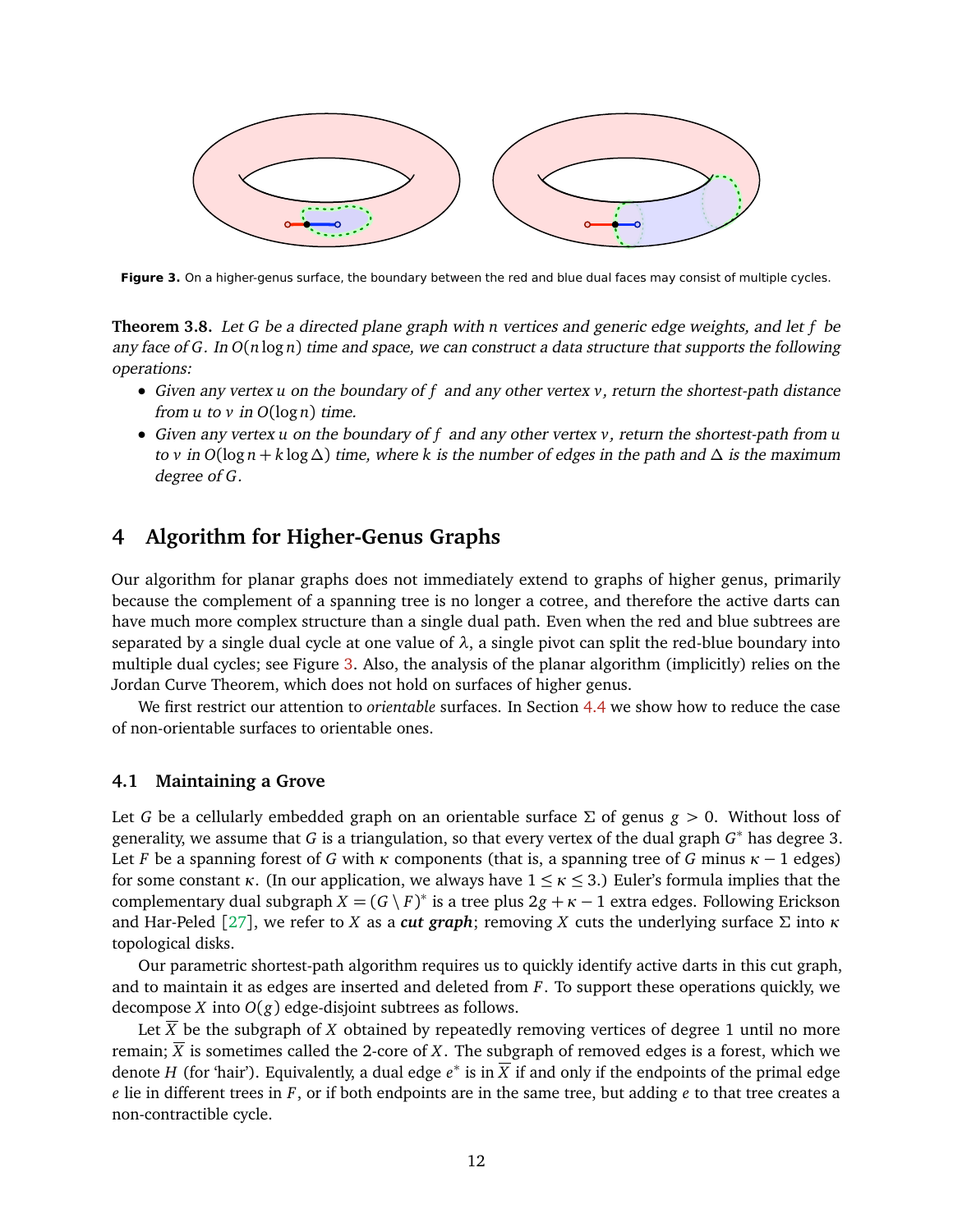**Figure 3.** On a higher-genus surface, the boundary between the red and blue dual faces may consist of multiple cycles.

**Theorem 3.8.** *Let $G$ be a directed plane graph with $n$ vertices and generic edge weights, and let $f$ be any face of $G$. In $O(n \log n)$ time and space, we can construct a data structure that supports the following operations:*

- *Given any vertex $u$ on the boundary of $f$ and any other vertex $v$, return the shortest-path distance from $u$ to $v$ in $O(\log n)$ time.*
- *Given any vertex $u$ on the boundary of $f$ and any other vertex $v$, return the shortest-path from $u$ to $v$ in $O(\log n + k \log \Delta)$ time, where $k$ is the number of edges in the path and $\Delta$ is the maximum degree of $G$.*

## 4 Algorithm for Higher-Genus Graphs

Our algorithm for planar graphs does not immediately extend to graphs of higher genus, primarily because the complement of a spanning tree is no longer a cotree, and therefore the active darts can have much more complex structure than a single dual path. Even when the red and blue subtrees are separated by a single dual cycle at one value of $\lambda$, a single pivot can split the red-blue boundary into multiple dual cycles; see Figure 3. Also, the analysis of the planar algorithm (implicitly) relies on the Jordan Curve Theorem, which does not hold on surfaces of higher genus.

We first restrict our attention to *orientable* surfaces. In Section 4.4 we show how to reduce the case of non-orientable surfaces to orientable ones.

### 4.1 Maintaining a Grove

Let $G$ be a cellularly embedded graph on an orientable surface $\Sigma$ of genus $g > 0$. Without loss of generality, we assume that $G$ is a triangulation, so that every vertex of the dual graph $G^*$ has degree 3. Let $F$ be a spanning forest of $G$ with $\kappa$ components (that is, a spanning tree of $G$ minus $\kappa - 1$ edges) for some constant $\kappa$. (In our application, we always have $1 \leq \kappa \leq 3$.) Euler's formula implies that the complementary dual subgraph $X = (G \setminus F)^*$ is a tree plus $2g + \kappa - 1$ extra edges. Following Erickson and Har-Peled [27], we refer to $X$ as a ***cut graph***; removing $X$ cuts the underlying surface $\Sigma$ into $\kappa$ topological disks.

Our parametric shortest-path algorithm requires us to quickly identify active darts in this cut graph, and to maintain it as edges are inserted and deleted from $F$. To support these operations quickly, we decompose $X$ into $O(g)$ edge-disjoint subtrees as follows.

Let $\overline{X}$ be the subgraph of $X$ obtained by repeatedly removing vertices of degree 1 until no more remain; $\overline{X}$ is sometimes called the 2-core of $X$. The subgraph of removed edges is a forest, which we denote $H$ (for 'hair'). Equivalently, a dual edge $e^*$ is in $\overline{X}$ if and only if the endpoints of the primal edge $e$ lie in different trees in $F$, or if both endpoints are in the same tree, but adding $e$ to that tree creates a non-contractible cycle.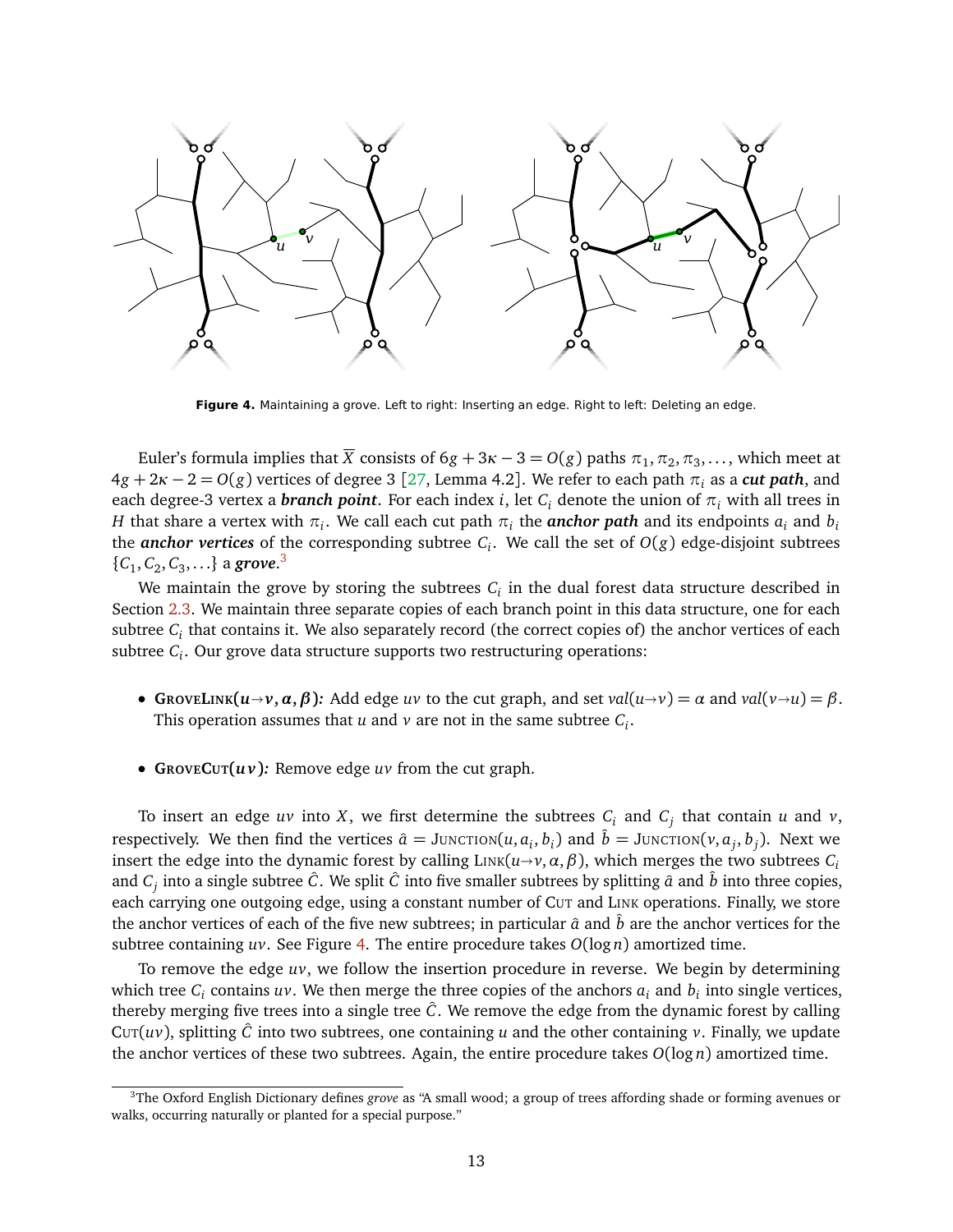**Figure 4.** Maintaining a grove. Left to right: Inserting an edge. Right to left: Deleting an edge.

Euler's formula implies that $\overline{X}$ consists of $6g + 3\kappa - 3 = O(g)$ paths $\pi_1, \pi_2, \pi_3, \ldots$, which meet at $4g + 2\kappa - 2 = O(g)$ vertices of degree 3 [27, Lemma 4.2]. We refer to each path $\pi_i$ as a ***cut path***, and each degree-3 vertex a ***branch point***. For each index $i$, let $C_i$ denote the union of $\pi_i$ with all trees in $H$ that share a vertex with $\pi_i$. We call each cut path $\pi_i$ the ***anchor path*** and its endpoints $a_i$ and $b_i$ the ***anchor vertices*** of the corresponding subtree $C_i$. We call the set of $O(g)$ edge-disjoint subtrees $\{C_1, C_2, C_3, \ldots\}$ a ***grove***.[3]

We maintain the grove by storing the subtrees $C_i$ in the dual forest data structure described in Section 2.3. We maintain three separate copies of each branch point in this data structure, one for each subtree $C_i$ that contains it. We also separately record (the correct copies of) the anchor vertices of each subtree $C_i$. Our grove data structure supports two restructuring operations:

- **GroveLink($u{\to}v, \alpha, \beta$):** Add edge $uv$ to the cut graph, and set $val(u{\to}v) = \alpha$ and $val(v{\to}u) = \beta$. This operation assumes that $u$ and $v$ are not in the same subtree $C_i$.

- **GroveCut($uv$):** Remove edge $uv$ from the cut graph.

To insert an edge $uv$ into $X$, we first determine the subtrees $C_i$ and $C_j$ that contain $u$ and $v$, respectively. We then find the vertices $\hat{a} = \text{Junction}(u, a_i, b_i)$ and $\hat{b} = \text{Junction}(v, a_j, b_j)$. Next we insert the edge into the dynamic forest by calling $\text{Link}(u{\to}v, \alpha, \beta)$, which merges the two subtrees $C_i$ and $C_j$ into a single subtree $\hat{C}$. We split $\hat{C}$ into five smaller subtrees by splitting $\hat{a}$ and $\hat{b}$ into three copies, each carrying one outgoing edge, using a constant number of Cut and Link operations. Finally, we store the anchor vertices of each of the five new subtrees; in particular $\hat{a}$ and $\hat{b}$ are the anchor vertices for the subtree containing $uv$. See Figure 4. The entire procedure takes $O(\log n)$ amortized time.

To remove the edge $uv$, we follow the insertion procedure in reverse. We begin by determining which tree $C_i$ contains $uv$. We then merge the three copies of the anchors $a_i$ and $b_i$ into single vertices, thereby merging five trees into a single tree $\hat{C}$. We remove the edge from the dynamic forest by calling $\text{Cut}(uv)$, splitting $\hat{C}$ into two subtrees, one containing $u$ and the other containing $v$. Finally, we update the anchor vertices of these two subtrees. Again, the entire procedure takes $O(\log n)$ amortized time.

[3] The Oxford English Dictionary defines *grove* as "A small wood; a group of trees affording shade or forming avenues or walks, occurring naturally or planted for a special purpose."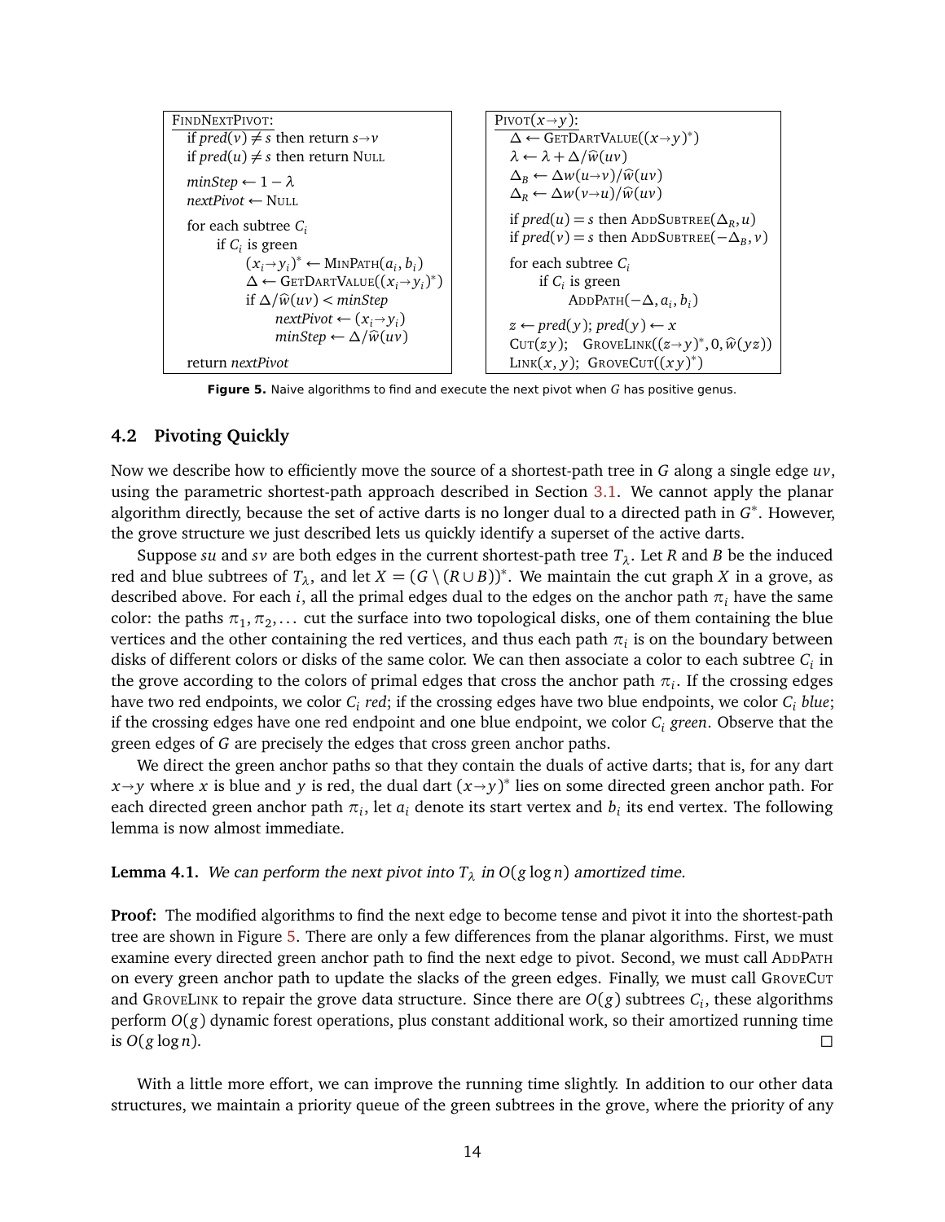```
FindNextPivot:
  if pred(v) ≠ s then return s→v
  if pred(u) ≠ s then return Null

  minStep ← 1 − λ
  nextPivot ← Null

  for each subtree C_i
    if C_i is green
      (x_i→y_i)* ← MinPath(a_i, b_i)
      Δ ← GetDartValue((x_i→y_i)*)
      if Δ/ŵ(uv) < minStep
        nextPivot ← (x_i→y_i)
        minStep ← Δ/ŵ(uv)

  return nextPivot
```

```
Pivot(x→y):
  Δ ← GetDartValue((x→y)*)
  λ ← λ + Δ/ŵ(uv)
  Δ_B ← Δw(u→v)/ŵ(uv)
  Δ_R ← Δw(v→u)/ŵ(uv)

  if pred(u) = s then AddSubtree(Δ_R, u)
  if pred(v) = s then AddSubtree(−Δ_B, v)

  for each subtree C_i
    if C_i is green
      AddPath(−Δ, a_i, b_i)

  z ← pred(y); pred(y) ← x
  Cut(zy);   GroveLink((z→y)*, 0, ŵ(yz))
  Link(x, y);  GroveCut((xy)*)
```

**Figure 5.** Naive algorithms to find and execute the next pivot when $G$ has positive genus.

## 4.2 Pivoting Quickly

Now we describe how to efficiently move the source of a shortest-path tree in $G$ along a single edge $uv$, using the parametric shortest-path approach described in Section 3.1. We cannot apply the planar algorithm directly, because the set of active darts is no longer dual to a directed path in $G^*$. However, the grove structure we just described lets us quickly identify a superset of the active darts.

Suppose $su$ and $sv$ are both edges in the current shortest-path tree $T_\lambda$. Let $R$ and $B$ be the induced red and blue subtrees of $T_\lambda$, and let $X = (G \setminus (R \cup B))^*$. We maintain the cut graph $X$ in a grove, as described above. For each $i$, all the primal edges dual to the edges on the anchor path $\pi_i$ have the same color: the paths $\pi_1, \pi_2, \ldots$ cut the surface into two topological disks, one of them containing the blue vertices and the other containing the red vertices, and thus each path $\pi_i$ is on the boundary between disks of different colors or disks of the same color. We can then associate a color to each subtree $C_i$ in the grove according to the colors of primal edges that cross the anchor path $\pi_i$. If the crossing edges have two red endpoints, we color $C_i$ *red*; if the crossing edges have two blue endpoints, we color $C_i$ *blue*; if the crossing edges have one red endpoint and one blue endpoint, we color $C_i$ *green*. Observe that the green edges of $G$ are precisely the edges that cross green anchor paths.

We direct the green anchor paths so that they contain the duals of active darts; that is, for any dart $x \to y$ where $x$ is blue and $y$ is red, the dual dart $(x \to y)^*$ lies on some directed green anchor path. For each directed green anchor path $\pi_i$, let $a_i$ denote its start vertex and $b_i$ its end vertex. The following lemma is now almost immediate.

**Lemma 4.1.** *We can perform the next pivot into $T_\lambda$ in $O(g \log n)$ amortized time.*

**Proof:** The modified algorithms to find the next edge to become tense and pivot it into the shortest-path tree are shown in Figure 5. There are only a few differences from the planar algorithms. First, we must examine every directed green anchor path to find the next edge to pivot. Second, we must call AddPath on every green anchor path to update the slacks of the green edges. Finally, we must call GroveCut and GroveLink to repair the grove data structure. Since there are $O(g)$ subtrees $C_i$, these algorithms perform $O(g)$ dynamic forest operations, plus constant additional work, so their amortized running time is $O(g \log n)$. □

With a little more effort, we can improve the running time slightly. In addition to our other data structures, we maintain a priority queue of the green subtrees in the grove, where the priority of any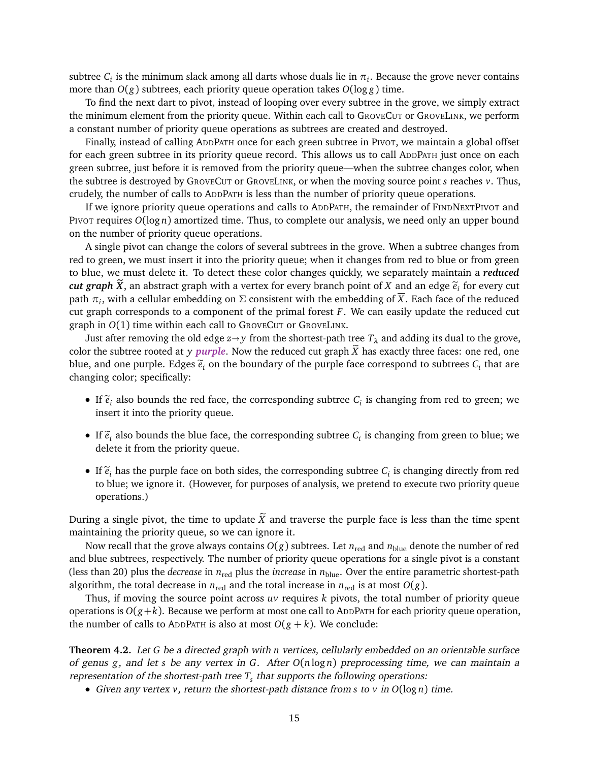subtree $C_i$ is the minimum slack among all darts whose duals lie in $\pi_i$. Because the grove never contains more than $O(g)$ subtrees, each priority queue operation takes $O(\log g)$ time.

To find the next dart to pivot, instead of looping over every subtree in the grove, we simply extract the minimum element from the priority queue. Within each call to GroveCut or GroveLink, we perform a constant number of priority queue operations as subtrees are created and destroyed.

Finally, instead of calling AddPath once for each green subtree in Pivot, we maintain a global offset for each green subtree in its priority queue record. This allows us to call AddPath just once on each green subtree, just before it is removed from the priority queue—when the subtree changes color, when the subtree is destroyed by GroveCut or GroveLink, or when the moving source point $s$ reaches $v$. Thus, crudely, the number of calls to AddPath is less than the number of priority queue operations.

If we ignore priority queue operations and calls to AddPath, the remainder of FindNextPivot and Pivot requires $O(\log n)$ amortized time. Thus, to complete our analysis, we need only an upper bound on the number of priority queue operations.

A single pivot can change the colors of several subtrees in the grove. When a subtree changes from red to green, we must insert it into the priority queue; when it changes from red to blue or from green to blue, we must delete it. To detect these color changes quickly, we separately maintain a ***reduced cut graph*** $\widetilde{X}$, an abstract graph with a vertex for every branch point of $X$ and an edge $\widetilde{e}_i$ for every cut path $\pi_i$, with a cellular embedding on $\Sigma$ consistent with the embedding of $\overline{X}$. Each face of the reduced cut graph corresponds to a component of the primal forest $F$. We can easily update the reduced cut graph in $O(1)$ time within each call to GroveCut or GroveLink.

Just after removing the old edge $z \to y$ from the shortest-path tree $T_\lambda$ and adding its dual to the grove, color the subtree rooted at $y$ ***purple***. Now the reduced cut graph $\widetilde{X}$ has exactly three faces: one red, one blue, and one purple. Edges $\widetilde{e}_i$ on the boundary of the purple face correspond to subtrees $C_i$ that are changing color; specifically:

- If $\widetilde{e}_i$ also bounds the red face, the corresponding subtree $C_i$ is changing from red to green; we insert it into the priority queue.
- If $\widetilde{e}_i$ also bounds the blue face, the corresponding subtree $C_i$ is changing from green to blue; we delete it from the priority queue.
- If $\widetilde{e}_i$ has the purple face on both sides, the corresponding subtree $C_i$ is changing directly from red to blue; we ignore it. (However, for purposes of analysis, we pretend to execute two priority queue operations.)

During a single pivot, the time to update $\widetilde{X}$ and traverse the purple face is less than the time spent maintaining the priority queue, so we can ignore it.

Now recall that the grove always contains $O(g)$ subtrees. Let $n_{\text{red}}$ and $n_{\text{blue}}$ denote the number of red and blue subtrees, respectively. The number of priority queue operations for a single pivot is a constant (less than 20) plus the *decrease* in $n_{\text{red}}$ plus the *increase* in $n_{\text{blue}}$. Over the entire parametric shortest-path algorithm, the total decrease in $n_{\text{red}}$ and the total increase in $n_{\text{red}}$ is at most $O(g)$.

Thus, if moving the source point across $uv$ requires $k$ pivots, the total number of priority queue operations is $O(g+k)$. Because we perform at most one call to AddPath for each priority queue operation, the number of calls to AddPath is also at most $O(g+k)$. We conclude:

**Theorem 4.2.** *Let $G$ be a directed graph with $n$ vertices, cellularly embedded on an orientable surface of genus $g$, and let $s$ be any vertex in $G$. After $O(n \log n)$ preprocessing time, we can maintain a representation of the shortest-path tree $T_s$ that supports the following operations:*

- *Given any vertex $v$, return the shortest-path distance from $s$ to $v$ in $O(\log n)$ time.*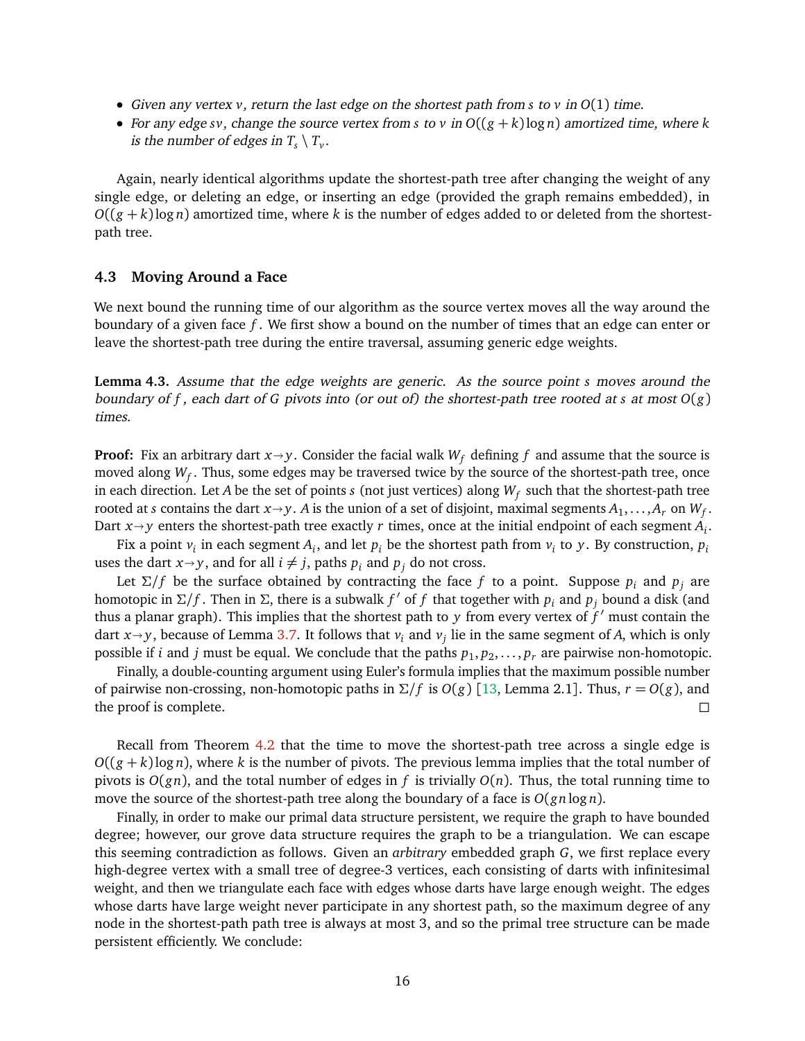- *Given any vertex $v$, return the last edge on the shortest path from $s$ to $v$ in $O(1)$ time.*
- *For any edge $sv$, change the source vertex from $s$ to $v$ in $O((g+k)\log n)$ amortized time, where $k$ is the number of edges in $T_s \setminus T_v$.*

Again, nearly identical algorithms update the shortest-path tree after changing the weight of any single edge, or deleting an edge, or inserting an edge (provided the graph remains embedded), in $O((g+k)\log n)$ amortized time, where $k$ is the number of edges added to or deleted from the shortest-path tree.

### 4.3 Moving Around a Face

We next bound the running time of our algorithm as the source vertex moves all the way around the boundary of a given face $f$. We first show a bound on the number of times that an edge can enter or leave the shortest-path tree during the entire traversal, assuming generic edge weights.

**Lemma 4.3.** *Assume that the edge weights are generic. As the source point $s$ moves around the boundary of $f$, each dart of $G$ pivots into (or out of) the shortest-path tree rooted at $s$ at most $O(g)$ times.*

**Proof:** Fix an arbitrary dart $x \to y$. Consider the facial walk $W_f$ defining $f$ and assume that the source is moved along $W_f$. Thus, some edges may be traversed twice by the source of the shortest-path tree, once in each direction. Let $A$ be the set of points $s$ (not just vertices) along $W_f$ such that the shortest-path tree rooted at $s$ contains the dart $x \to y$. $A$ is the union of a set of disjoint, maximal segments $A_1, \ldots, A_r$ on $W_f$. Dart $x \to y$ enters the shortest-path tree exactly $r$ times, once at the initial endpoint of each segment $A_i$.

Fix a point $v_i$ in each segment $A_i$, and let $p_i$ be the shortest path from $v_i$ to $y$. By construction, $p_i$ uses the dart $x \to y$, and for all $i \neq j$, paths $p_i$ and $p_j$ do not cross.

Let $\Sigma/f$ be the surface obtained by contracting the face $f$ to a point. Suppose $p_i$ and $p_j$ are homotopic in $\Sigma/f$. Then in $\Sigma$, there is a subwalk $f'$ of $f$ that together with $p_i$ and $p_j$ bound a disk (and thus a planar graph). This implies that the shortest path to $y$ from every vertex of $f'$ must contain the dart $x \to y$, because of Lemma 3.7. It follows that $v_i$ and $v_j$ lie in the same segment of $A$, which is only possible if $i$ and $j$ must be equal. We conclude that the paths $p_1, p_2, \ldots, p_r$ are pairwise non-homotopic.

Finally, a double-counting argument using Euler's formula implies that the maximum possible number of pairwise non-crossing, non-homotopic paths in $\Sigma/f$ is $O(g)$ [13, Lemma 2.1]. Thus, $r = O(g)$, and the proof is complete. □

Recall from Theorem 4.2 that the time to move the shortest-path tree across a single edge is $O((g+k)\log n)$, where $k$ is the number of pivots. The previous lemma implies that the total number of pivots is $O(gn)$, and the total number of edges in $f$ is trivially $O(n)$. Thus, the total running time to move the source of the shortest-path tree along the boundary of a face is $O(gn \log n)$.

Finally, in order to make our primal data structure persistent, we require the graph to have bounded degree; however, our grove data structure requires the graph to be a triangulation. We can escape this seeming contradiction as follows. Given an *arbitrary* embedded graph $G$, we first replace every high-degree vertex with a small tree of degree-3 vertices, each consisting of darts with infinitesimal weight, and then we triangulate each face with edges whose darts have large enough weight. The edges whose darts have large weight never participate in any shortest path, so the maximum degree of any node in the shortest-path path tree is always at most 3, and so the primal tree structure can be made persistent efficiently. We conclude: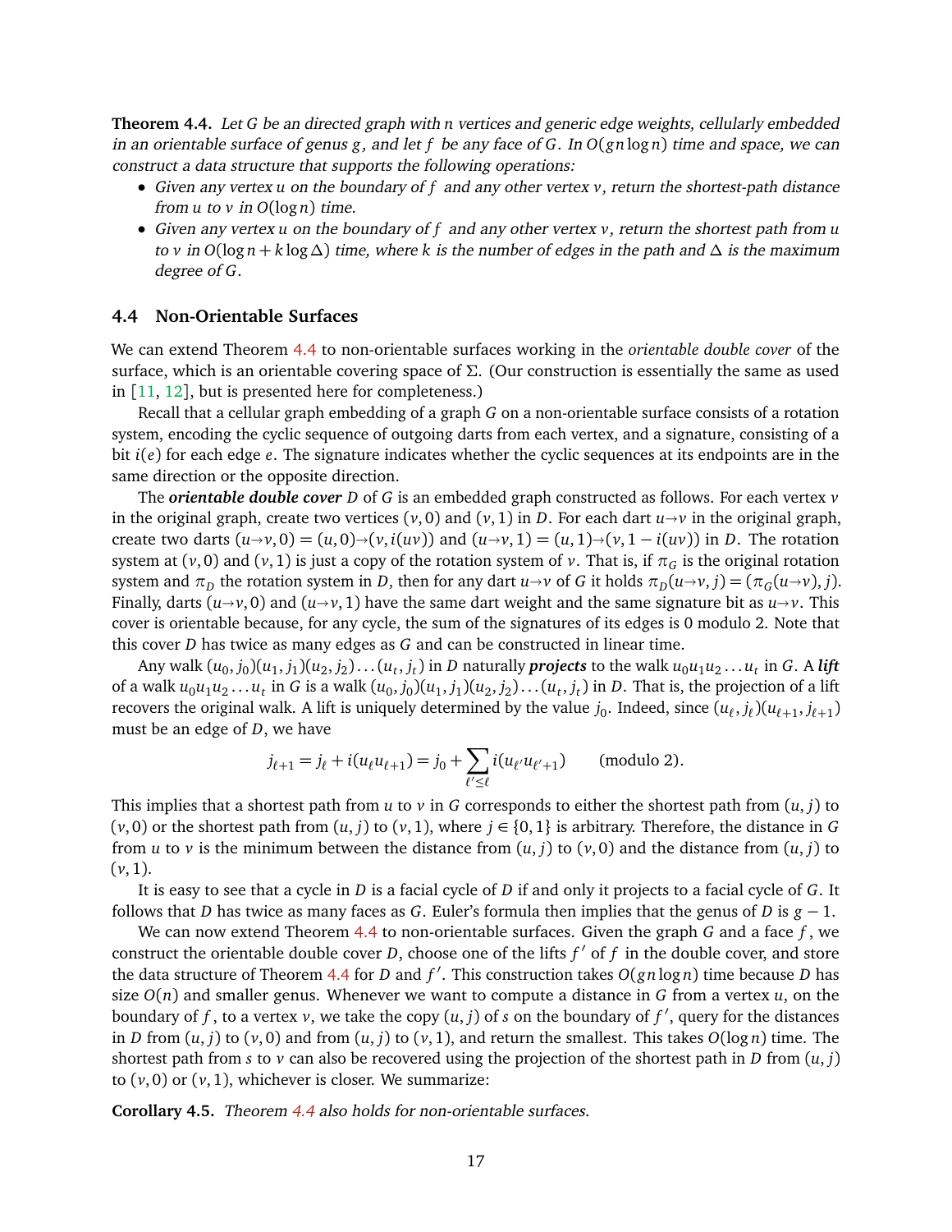**Theorem 4.4.** *Let $G$ be an directed graph with $n$ vertices and generic edge weights, cellularly embedded in an orientable surface of genus $g$, and let $f$ be any face of $G$. In $O(gn\log n)$ time and space, we can construct a data structure that supports the following operations:*

- *Given any vertex $u$ on the boundary of $f$ and any other vertex $v$, return the shortest-path distance from $u$ to $v$ in $O(\log n)$ time.*
- *Given any vertex $u$ on the boundary of $f$ and any other vertex $v$, return the shortest path from $u$ to $v$ in $O(\log n + k\log\Delta)$ time, where $k$ is the number of edges in the path and $\Delta$ is the maximum degree of $G$.*

### 4.4 Non-Orientable Surfaces

We can extend Theorem 4.4 to non-orientable surfaces working in the *orientable double cover* of the surface, which is an orientable covering space of $\Sigma$. (Our construction is essentially the same as used in [11, 12], but is presented here for completeness.)

Recall that a cellular graph embedding of a graph $G$ on a non-orientable surface consists of a rotation system, encoding the cyclic sequence of outgoing darts from each vertex, and a signature, consisting of a bit $i(e)$ for each edge $e$. The signature indicates whether the cyclic sequences at its endpoints are in the same direction or the opposite direction.

The ***orientable double cover*** $D$ of $G$ is an embedded graph constructed as follows. For each vertex $v$ in the original graph, create two vertices $(v,0)$ and $(v,1)$ in $D$. For each dart $u{\to}v$ in the original graph, create two darts $(u{\to}v,0) = (u,0){\to}(v,i(uv))$ and $(u{\to}v,1) = (u,1){\to}(v,1-i(uv))$ in $D$. The rotation system at $(v,0)$ and $(v,1)$ is just a copy of the rotation system of $v$. That is, if $\pi_G$ is the original rotation system and $\pi_D$ the rotation system in $D$, then for any dart $u{\to}v$ of $G$ it holds $\pi_D(u{\to}v,j) = (\pi_G(u{\to}v),j)$. Finally, darts $(u{\to}v,0)$ and $(u{\to}v,1)$ have the same dart weight and the same signature bit as $u{\to}v$. This cover is orientable because, for any cycle, the sum of the signatures of its edges is 0 modulo 2. Note that this cover $D$ has twice as many edges as $G$ and can be constructed in linear time.

Any walk $(u_0,j_0)(u_1,j_1)(u_2,j_2)\ldots(u_t,j_t)$ in $D$ naturally ***projects*** to the walk $u_0u_1u_2\ldots u_t$ in $G$. A ***lift*** of a walk $u_0u_1u_2\ldots u_t$ in $G$ is a walk $(u_0,j_0)(u_1,j_1)(u_2,j_2)\ldots(u_t,j_t)$ in $D$. That is, the projection of a lift recovers the original walk. A lift is uniquely determined by the value $j_0$. Indeed, since $(u_\ell,j_\ell)(u_{\ell+1},j_{\ell+1})$ must be an edge of $D$, we have

$$j_{\ell+1} = j_\ell + i(u_\ell u_{\ell+1}) = j_0 + \sum_{\ell'\le\ell} i(u_{\ell'}u_{\ell'+1}) \qquad \text{(modulo 2)}.$$

This implies that a shortest path from $u$ to $v$ in $G$ corresponds to either the shortest path from $(u,j)$ to $(v,0)$ or the shortest path from $(u,j)$ to $(v,1)$, where $j\in\{0,1\}$ is arbitrary. Therefore, the distance in $G$ from $u$ to $v$ is the minimum between the distance from $(u,j)$ to $(v,0)$ and the distance from $(u,j)$ to $(v,1)$.

It is easy to see that a cycle in $D$ is a facial cycle of $D$ if and only it projects to a facial cycle of $G$. It follows that $D$ has twice as many faces as $G$. Euler's formula then implies that the genus of $D$ is $g-1$.

We can now extend Theorem 4.4 to non-orientable surfaces. Given the graph $G$ and a face $f$, we construct the orientable double cover $D$, choose one of the lifts $f'$ of $f$ in the double cover, and store the data structure of Theorem 4.4 for $D$ and $f'$. This construction takes $O(gn\log n)$ time because $D$ has size $O(n)$ and smaller genus. Whenever we want to compute a distance in $G$ from a vertex $u$, on the boundary of $f$, to a vertex $v$, we take the copy $(u,j)$ of $s$ on the boundary of $f'$, query for the distances in $D$ from $(u,j)$ to $(v,0)$ and from $(u,j)$ to $(v,1)$, and return the smallest. This takes $O(\log n)$ time. The shortest path from $s$ to $v$ can also be recovered using the projection of the shortest path in $D$ from $(u,j)$ to $(v,0)$ or $(v,1)$, whichever is closer. We summarize:

**Corollary 4.5.** *Theorem 4.4 also holds for non-orientable surfaces.*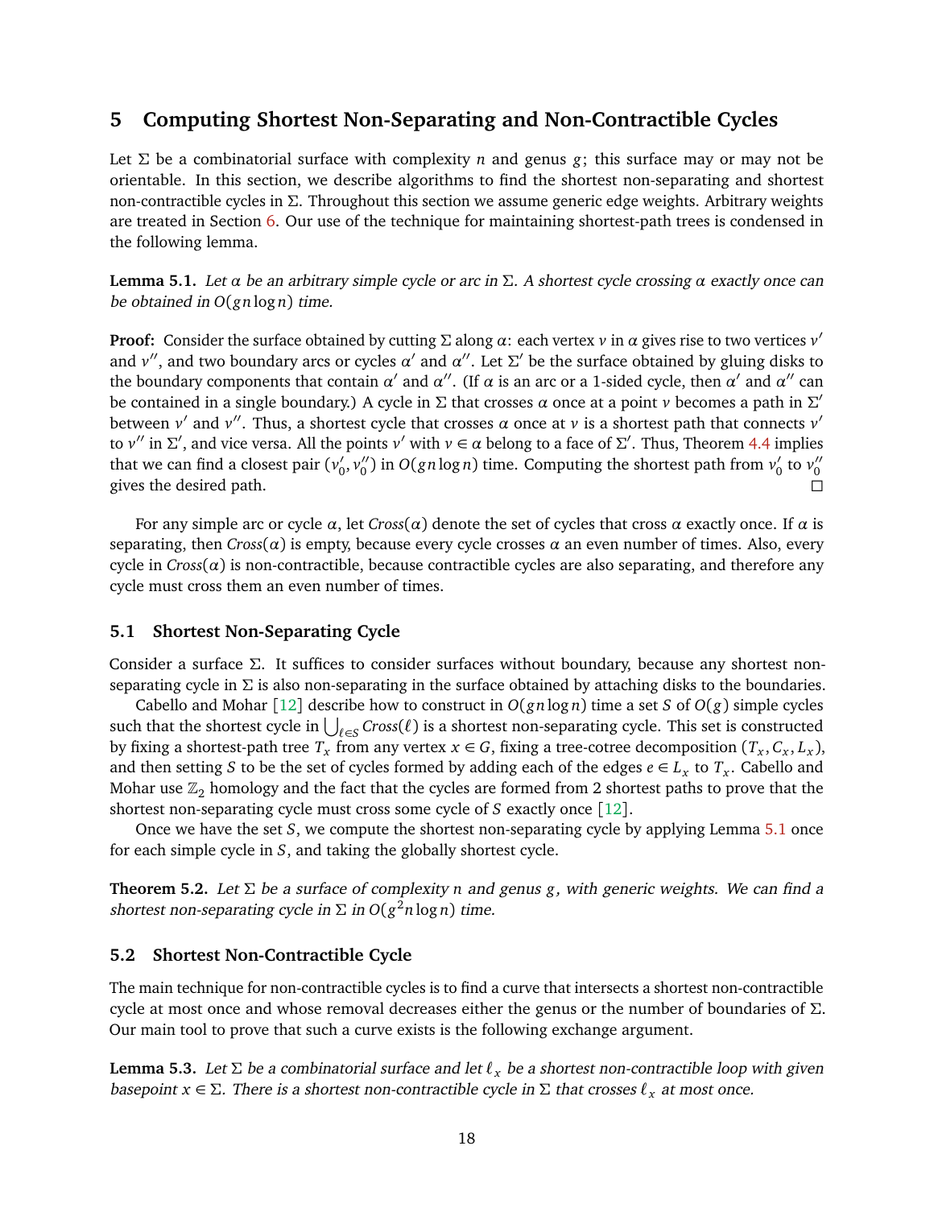# 5 Computing Shortest Non-Separating and Non-Contractible Cycles

Let $\Sigma$ be a combinatorial surface with complexity $n$ and genus $g$; this surface may or may not be orientable. In this section, we describe algorithms to find the shortest non-separating and shortest non-contractible cycles in $\Sigma$. Throughout this section we assume generic edge weights. Arbitrary weights are treated in Section 6. Our use of the technique for maintaining shortest-path trees is condensed in the following lemma.

**Lemma 5.1.** *Let $\alpha$ be an arbitrary simple cycle or arc in $\Sigma$. A shortest cycle crossing $\alpha$ exactly once can be obtained in $O(gn\log n)$ time.*

**Proof:** Consider the surface obtained by cutting $\Sigma$ along $\alpha$: each vertex $v$ in $\alpha$ gives rise to two vertices $v'$ and $v''$, and two boundary arcs or cycles $\alpha'$ and $\alpha''$. Let $\Sigma'$ be the surface obtained by gluing disks to the boundary components that contain $\alpha'$ and $\alpha''$. (If $\alpha$ is an arc or a 1-sided cycle, then $\alpha'$ and $\alpha''$ can be contained in a single boundary.) A cycle in $\Sigma$ that crosses $\alpha$ once at a point $v$ becomes a path in $\Sigma'$ between $v'$ and $v''$. Thus, a shortest cycle that crosses $\alpha$ once at $v$ is a shortest path that connects $v'$ to $v''$ in $\Sigma'$, and vice versa. All the points $v'$ with $v\in\alpha$ belong to a face of $\Sigma'$. Thus, Theorem 4.4 implies that we can find a closest pair $(v_0', v_0'')$ in $O(gn\log n)$ time. Computing the shortest path from $v_0'$ to $v_0''$ gives the desired path. □

For any simple arc or cycle $\alpha$, let *Cross*$(\alpha)$ denote the set of cycles that cross $\alpha$ exactly once. If $\alpha$ is separating, then *Cross*$(\alpha)$ is empty, because every cycle crosses $\alpha$ an even number of times. Also, every cycle in *Cross*$(\alpha)$ is non-contractible, because contractible cycles are also separating, and therefore any cycle must cross them an even number of times.

## 5.1 Shortest Non-Separating Cycle

Consider a surface $\Sigma$. It suffices to consider surfaces without boundary, because any shortest non-separating cycle in $\Sigma$ is also non-separating in the surface obtained by attaching disks to the boundaries.

Cabello and Mohar [12] describe how to construct in $O(gn\log n)$ time a set $S$ of $O(g)$ simple cycles such that the shortest cycle in $\bigcup_{\ell\in S}$ *Cross*$(\ell)$ is a shortest non-separating cycle. This set is constructed by fixing a shortest-path tree $T_x$ from any vertex $x\in G$, fixing a tree-cotree decomposition $(T_x, C_x, L_x)$, and then setting $S$ to be the set of cycles formed by adding each of the edges $e\in L_x$ to $T_x$. Cabello and Mohar use $\mathbb{Z}_2$ homology and the fact that the cycles are formed from 2 shortest paths to prove that the shortest non-separating cycle must cross some cycle of $S$ exactly once [12].

Once we have the set $S$, we compute the shortest non-separating cycle by applying Lemma 5.1 once for each simple cycle in $S$, and taking the globally shortest cycle.

**Theorem 5.2.** *Let $\Sigma$ be a surface of complexity $n$ and genus $g$, with generic weights. We can find a shortest non-separating cycle in $\Sigma$ in $O(g^2 n\log n)$ time.*

## 5.2 Shortest Non-Contractible Cycle

The main technique for non-contractible cycles is to find a curve that intersects a shortest non-contractible cycle at most once and whose removal decreases either the genus or the number of boundaries of $\Sigma$. Our main tool to prove that such a curve exists is the following exchange argument.

**Lemma 5.3.** *Let $\Sigma$ be a combinatorial surface and let $\ell_x$ be a shortest non-contractible loop with given basepoint $x\in\Sigma$. There is a shortest non-contractible cycle in $\Sigma$ that crosses $\ell_x$ at most once.*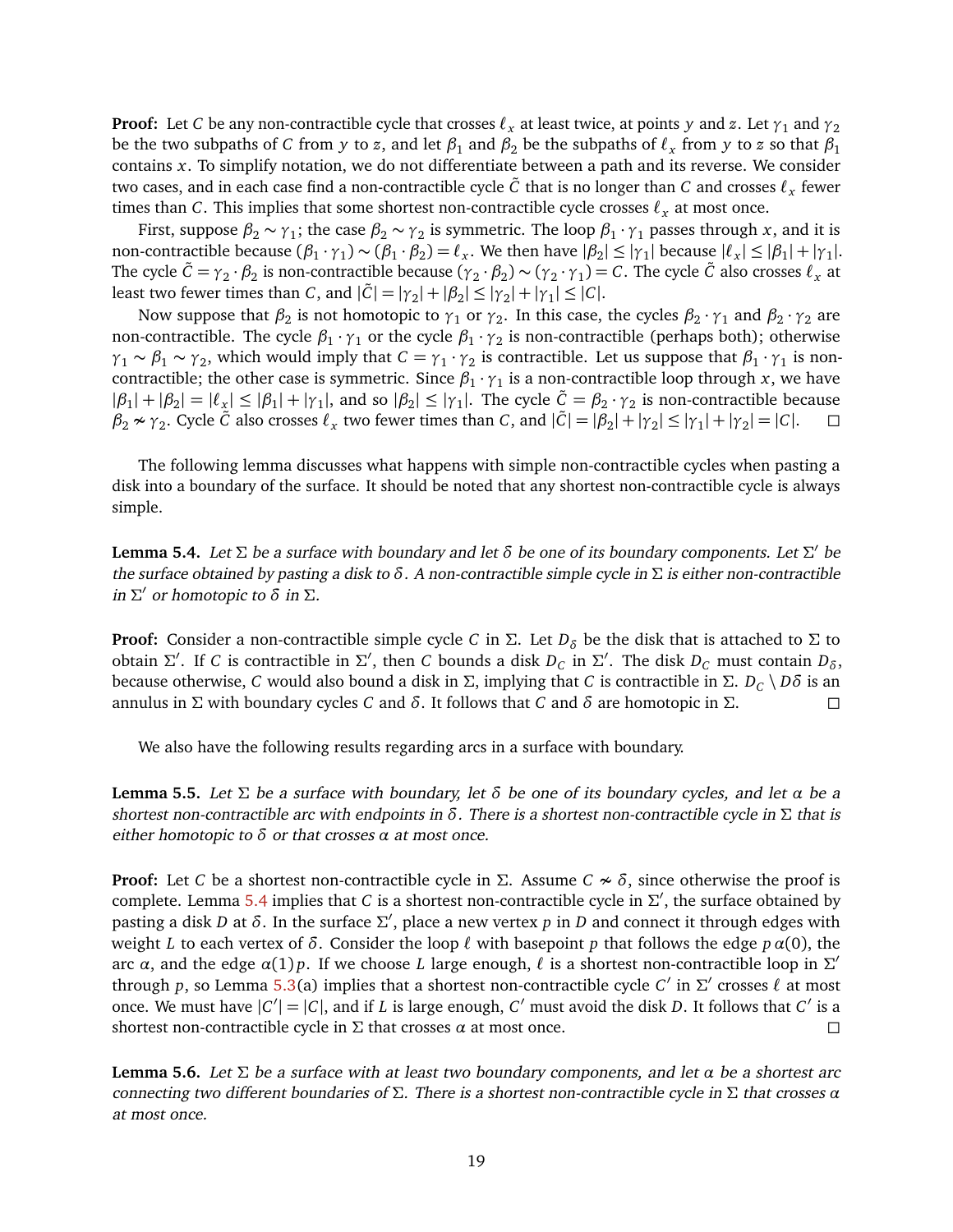**Proof:** Let $C$ be any non-contractible cycle that crosses $\ell_x$ at least twice, at points $y$ and $z$. Let $\gamma_1$ and $\gamma_2$ be the two subpaths of $C$ from $y$ to $z$, and let $\beta_1$ and $\beta_2$ be the subpaths of $\ell_x$ from $y$ to $z$ so that $\beta_1$ contains $x$. To simplify notation, we do not differentiate between a path and its reverse. We consider two cases, and in each case find a non-contractible cycle $\tilde{C}$ that is no longer than $C$ and crosses $\ell_x$ fewer times than $C$. This implies that some shortest non-contractible cycle crosses $\ell_x$ at most once.

First, suppose $\beta_2 \sim \gamma_1$; the case $\beta_2 \sim \gamma_2$ is symmetric. The loop $\beta_1 \cdot \gamma_1$ passes through $x$, and it is non-contractible because $(\beta_1 \cdot \gamma_1) \sim (\beta_1 \cdot \beta_2) = \ell_x$. We then have $|\beta_2| \le |\gamma_1|$ because $|\ell_x| \le |\beta_1| + |\gamma_1|$. The cycle $\tilde{C} = \gamma_2 \cdot \beta_2$ is non-contractible because $(\gamma_2 \cdot \beta_2) \sim (\gamma_2 \cdot \gamma_1) = C$. The cycle $\tilde{C}$ also crosses $\ell_x$ at least two fewer times than $C$, and $|\tilde{C}| = |\gamma_2| + |\beta_2| \le |\gamma_2| + |\gamma_1| \le |C|$.

Now suppose that $\beta_2$ is not homotopic to $\gamma_1$ or $\gamma_2$. In this case, the cycles $\beta_2 \cdot \gamma_1$ and $\beta_2 \cdot \gamma_2$ are non-contractible. The cycle $\beta_1 \cdot \gamma_1$ or the cycle $\beta_1 \cdot \gamma_2$ is non-contractible (perhaps both); otherwise $\gamma_1 \sim \beta_1 \sim \gamma_2$, which would imply that $C = \gamma_1 \cdot \gamma_2$ is contractible. Let us suppose that $\beta_1 \cdot \gamma_1$ is non-contractible; the other case is symmetric. Since $\beta_1 \cdot \gamma_1$ is a non-contractible loop through $x$, we have $|\beta_1| + |\beta_2| = |\ell_x| \le |\beta_1| + |\gamma_1|$, and so $|\beta_2| \le |\gamma_1|$. The cycle $\tilde{C} = \beta_2 \cdot \gamma_2$ is non-contractible because $\beta_2 \nsim \gamma_2$. Cycle $\tilde{C}$ also crosses $\ell_x$ two fewer times than $C$, and $|\tilde{C}| = |\beta_2| + |\gamma_2| \le |\gamma_1| + |\gamma_2| = |C|$. $\square$

The following lemma discusses what happens with simple non-contractible cycles when pasting a disk into a boundary of the surface. It should be noted that any shortest non-contractible cycle is always simple.

**Lemma 5.4.** *Let $\Sigma$ be a surface with boundary and let $\delta$ be one of its boundary components. Let $\Sigma'$ be the surface obtained by pasting a disk to $\delta$. A non-contractible simple cycle in $\Sigma$ is either non-contractible in $\Sigma'$ or homotopic to $\delta$ in $\Sigma$.*

**Proof:** Consider a non-contractible simple cycle $C$ in $\Sigma$. Let $D_\delta$ be the disk that is attached to $\Sigma$ to obtain $\Sigma'$. If $C$ is contractible in $\Sigma'$, then $C$ bounds a disk $D_C$ in $\Sigma'$. The disk $D_C$ must contain $D_\delta$, because otherwise, $C$ would also bound a disk in $\Sigma$, implying that $C$ is contractible in $\Sigma$. $D_C \setminus D\delta$ is an annulus in $\Sigma$ with boundary cycles $C$ and $\delta$. It follows that $C$ and $\delta$ are homotopic in $\Sigma$. $\square$

We also have the following results regarding arcs in a surface with boundary.

**Lemma 5.5.** *Let $\Sigma$ be a surface with boundary, let $\delta$ be one of its boundary cycles, and let $\alpha$ be a shortest non-contractible arc with endpoints in $\delta$. There is a shortest non-contractible cycle in $\Sigma$ that is either homotopic to $\delta$ or that crosses $\alpha$ at most once.*

**Proof:** Let $C$ be a shortest non-contractible cycle in $\Sigma$. Assume $C \nsim \delta$, since otherwise the proof is complete. Lemma 5.4 implies that $C$ is a shortest non-contractible cycle in $\Sigma'$, the surface obtained by pasting a disk $D$ at $\delta$. In the surface $\Sigma'$, place a new vertex $p$ in $D$ and connect it through edges with weight $L$ to each vertex of $\delta$. Consider the loop $\ell$ with basepoint $p$ that follows the edge $p\,\alpha(0)$, the arc $\alpha$, and the edge $\alpha(1)\,p$. If we choose $L$ large enough, $\ell$ is a shortest non-contractible loop in $\Sigma'$ through $p$, so Lemma 5.3(a) implies that a shortest non-contractible cycle $C'$ in $\Sigma'$ crosses $\ell$ at most once. We must have $|C'| = |C|$, and if $L$ is large enough, $C'$ must avoid the disk $D$. It follows that $C'$ is a shortest non-contractible cycle in $\Sigma$ that crosses $\alpha$ at most once. $\square$

**Lemma 5.6.** *Let $\Sigma$ be a surface with at least two boundary components, and let $\alpha$ be a shortest arc connecting two different boundaries of $\Sigma$. There is a shortest non-contractible cycle in $\Sigma$ that crosses $\alpha$ at most once.*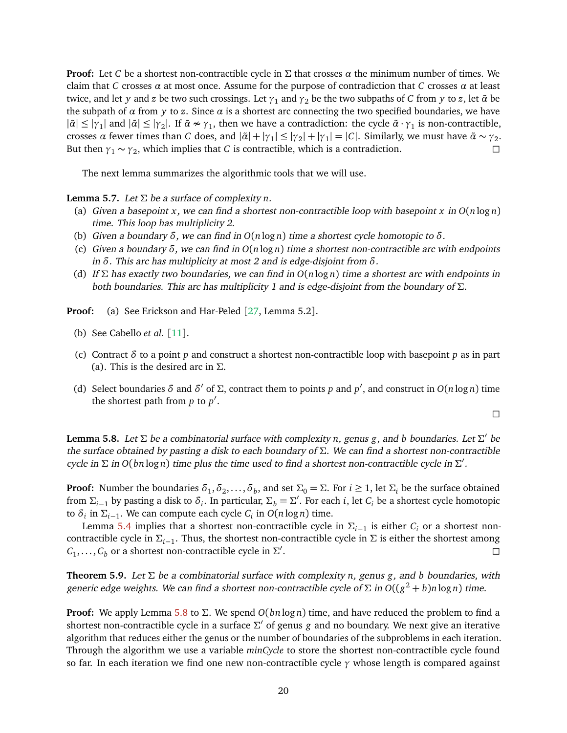**Proof:** Let $C$ be a shortest non-contractible cycle in $\Sigma$ that crosses $\alpha$ the minimum number of times. We claim that $C$ crosses $\alpha$ at most once. Assume for the purpose of contradiction that $C$ crosses $\alpha$ at least twice, and let $y$ and $z$ be two such crossings. Let $\gamma_1$ and $\gamma_2$ be the two subpaths of $C$ from $y$ to $z$, let $\tilde{\alpha}$ be the subpath of $\alpha$ from $y$ to $z$. Since $\alpha$ is a shortest arc connecting the two specified boundaries, we have $|\tilde{\alpha}| \le |\gamma_1|$ and $|\tilde{\alpha}| \le |\gamma_2|$. If $\tilde{\alpha} \nsim \gamma_1$, then we have a contradiction: the cycle $\tilde{\alpha} \cdot \gamma_1$ is non-contractible, crosses $\alpha$ fewer times than $C$ does, and $|\tilde{\alpha}| + |\gamma_1| \le |\gamma_2| + |\gamma_1| = |C|$. Similarly, we must have $\tilde{\alpha} \sim \gamma_2$. But then $\gamma_1 \sim \gamma_2$, which implies that $C$ is contractible, which is a contradiction. □

The next lemma summarizes the algorithmic tools that we will use.

**Lemma 5.7.** *Let $\Sigma$ be a surface of complexity $n$.*

(a) *Given a basepoint $x$, we can find a shortest non-contractible loop with basepoint $x$ in $O(n \log n)$ time. This loop has multiplicity 2.*

(b) *Given a boundary $\delta$, we can find in $O(n \log n)$ time a shortest cycle homotopic to $\delta$.*

(c) *Given a boundary $\delta$, we can find in $O(n \log n)$ time a shortest non-contractible arc with endpoints in $\delta$. This arc has multiplicity at most 2 and is edge-disjoint from $\delta$.*

(d) *If $\Sigma$ has exactly two boundaries, we can find in $O(n \log n)$ time a shortest arc with endpoints in both boundaries. This arc has multiplicity 1 and is edge-disjoint from the boundary of $\Sigma$.*

**Proof:** (a) See Erickson and Har-Peled [27, Lemma 5.2].

(b) See Cabello *et al.* [11].

(c) Contract $\delta$ to a point $p$ and construct a shortest non-contractible loop with basepoint $p$ as in part (a). This is the desired arc in $\Sigma$.

(d) Select boundaries $\delta$ and $\delta'$ of $\Sigma$, contract them to points $p$ and $p'$, and construct in $O(n \log n)$ time the shortest path from $p$ to $p'$.

□

**Lemma 5.8.** *Let $\Sigma$ be a combinatorial surface with complexity $n$, genus $g$, and $b$ boundaries. Let $\Sigma'$ be the surface obtained by pasting a disk to each boundary of $\Sigma$. We can find a shortest non-contractible cycle in $\Sigma$ in $O(bn \log n)$ time plus the time used to find a shortest non-contractible cycle in $\Sigma'$.*

**Proof:** Number the boundaries $\delta_1, \delta_2, \ldots, \delta_b$, and set $\Sigma_0 = \Sigma$. For $i \ge 1$, let $\Sigma_i$ be the surface obtained from $\Sigma_{i-1}$ by pasting a disk to $\delta_i$. In particular, $\Sigma_b = \Sigma'$. For each $i$, let $C_i$ be a shortest cycle homotopic to $\delta_i$ in $\Sigma_{i-1}$. We can compute each cycle $C_i$ in $O(n \log n)$ time.

Lemma 5.4 implies that a shortest non-contractible cycle in $\Sigma_{i-1}$ is either $C_i$ or a shortest non-contractible cycle in $\Sigma_{i-1}$. Thus, the shortest non-contractible cycle in $\Sigma$ is either the shortest among $C_1, \ldots, C_b$ or a shortest non-contractible cycle in $\Sigma'$. □

**Theorem 5.9.** *Let $\Sigma$ be a combinatorial surface with complexity $n$, genus $g$, and $b$ boundaries, with generic edge weights. We can find a shortest non-contractible cycle of $\Sigma$ in $O((g^2 + b)n \log n)$ time.*

**Proof:** We apply Lemma 5.8 to $\Sigma$. We spend $O(bn \log n)$ time, and have reduced the problem to find a shortest non-contractible cycle in a surface $\Sigma'$ of genus $g$ and no boundary. We next give an iterative algorithm that reduces either the genus or the number of boundaries of the subproblems in each iteration. Through the algorithm we use a variable *minCycle* to store the shortest non-contractible cycle found so far. In each iteration we find one new non-contractible cycle $\gamma$ whose length is compared against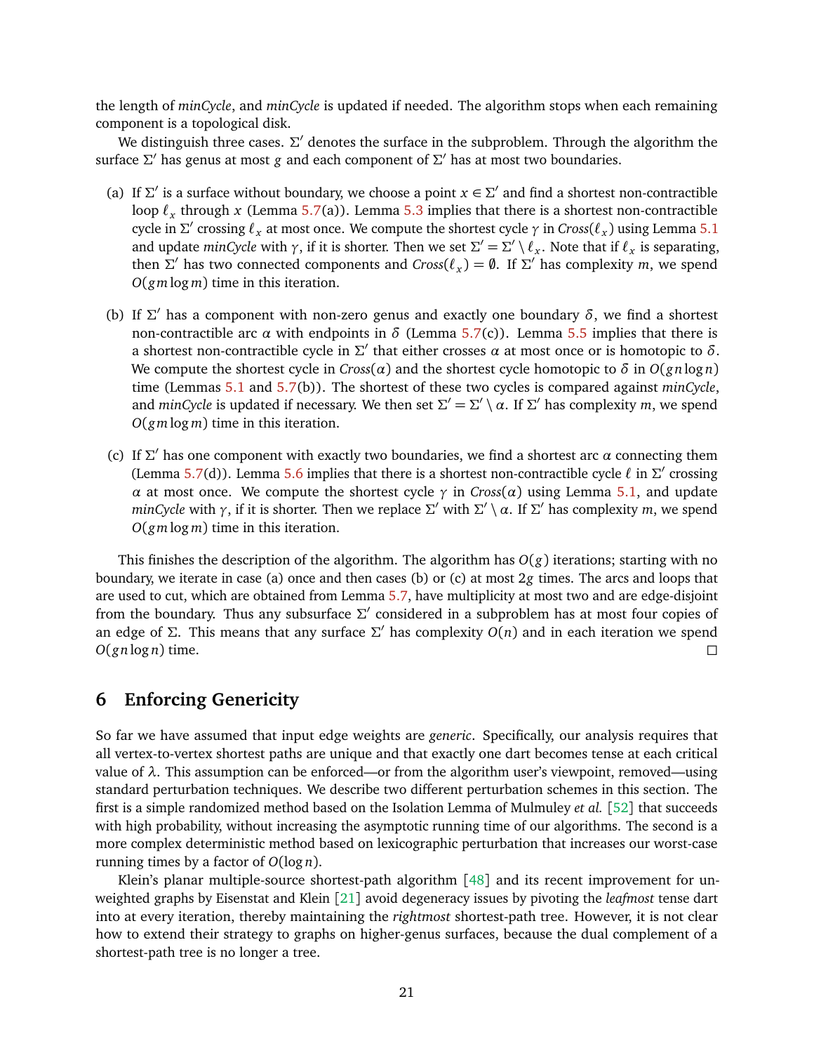the length of *minCycle*, and *minCycle* is updated if needed. The algorithm stops when each remaining component is a topological disk.

We distinguish three cases. $\Sigma'$ denotes the surface in the subproblem. Through the algorithm the surface $\Sigma'$ has genus at most $g$ and each component of $\Sigma'$ has at most two boundaries.

(a) If $\Sigma'$ is a surface without boundary, we choose a point $x \in \Sigma'$ and find a shortest non-contractible loop $\ell_x$ through $x$ (Lemma 5.7(a)). Lemma 5.3 implies that there is a shortest non-contractible cycle in $\Sigma'$ crossing $\ell_x$ at most once. We compute the shortest cycle $\gamma$ in $\mathit{Cross}(\ell_x)$ using Lemma 5.1 and update *minCycle* with $\gamma$, if it is shorter. Then we set $\Sigma' = \Sigma' \setminus \ell_x$. Note that if $\ell_x$ is separating, then $\Sigma'$ has two connected components and $\mathit{Cross}(\ell_x) = \emptyset$. If $\Sigma'$ has complexity $m$, we spend $O(gm \log m)$ time in this iteration.

(b) If $\Sigma'$ has a component with non-zero genus and exactly one boundary $\delta$, we find a shortest non-contractible arc $\alpha$ with endpoints in $\delta$ (Lemma 5.7(c)). Lemma 5.5 implies that there is a shortest non-contractible cycle in $\Sigma'$ that either crosses $\alpha$ at most once or is homotopic to $\delta$. We compute the shortest cycle in $\mathit{Cross}(\alpha)$ and the shortest cycle homotopic to $\delta$ in $O(gn \log n)$ time (Lemmas 5.1 and 5.7(b)). The shortest of these two cycles is compared against *minCycle*, and *minCycle* is updated if necessary. We then set $\Sigma' = \Sigma' \setminus \alpha$. If $\Sigma'$ has complexity $m$, we spend $O(gm \log m)$ time in this iteration.

(c) If $\Sigma'$ has one component with exactly two boundaries, we find a shortest arc $\alpha$ connecting them (Lemma 5.7(d)). Lemma 5.6 implies that there is a shortest non-contractible cycle $\ell$ in $\Sigma'$ crossing $\alpha$ at most once. We compute the shortest cycle $\gamma$ in $\mathit{Cross}(\alpha)$ using Lemma 5.1, and update *minCycle* with $\gamma$, if it is shorter. Then we replace $\Sigma'$ with $\Sigma' \setminus \alpha$. If $\Sigma'$ has complexity $m$, we spend $O(gm \log m)$ time in this iteration.

This finishes the description of the algorithm. The algorithm has $O(g)$ iterations; starting with no boundary, we iterate in case (a) once and then cases (b) or (c) at most $2g$ times. The arcs and loops that are used to cut, which are obtained from Lemma 5.7, have multiplicity at most two and are edge-disjoint from the boundary. Thus any subsurface $\Sigma'$ considered in a subproblem has at most four copies of an edge of $\Sigma$. This means that any surface $\Sigma'$ has complexity $O(n)$ and in each iteration we spend $O(gn \log n)$ time. □

## 6 Enforcing Genericity

So far we have assumed that input edge weights are *generic*. Specifically, our analysis requires that all vertex-to-vertex shortest paths are unique and that exactly one dart becomes tense at each critical value of $\lambda$. This assumption can be enforced—or from the algorithm user's viewpoint, removed—using standard perturbation techniques. We describe two different perturbation schemes in this section. The first is a simple randomized method based on the Isolation Lemma of Mulmuley *et al.* [52] that succeeds with high probability, without increasing the asymptotic running time of our algorithms. The second is a more complex deterministic method based on lexicographic perturbation that increases our worst-case running times by a factor of $O(\log n)$.

Klein's planar multiple-source shortest-path algorithm [48] and its recent improvement for unweighted graphs by Eisenstat and Klein [21] avoid degeneracy issues by pivoting the *leafmost* tense dart into at every iteration, thereby maintaining the *rightmost* shortest-path tree. However, it is not clear how to extend their strategy to graphs on higher-genus surfaces, because the dual complement of a shortest-path tree is no longer a tree.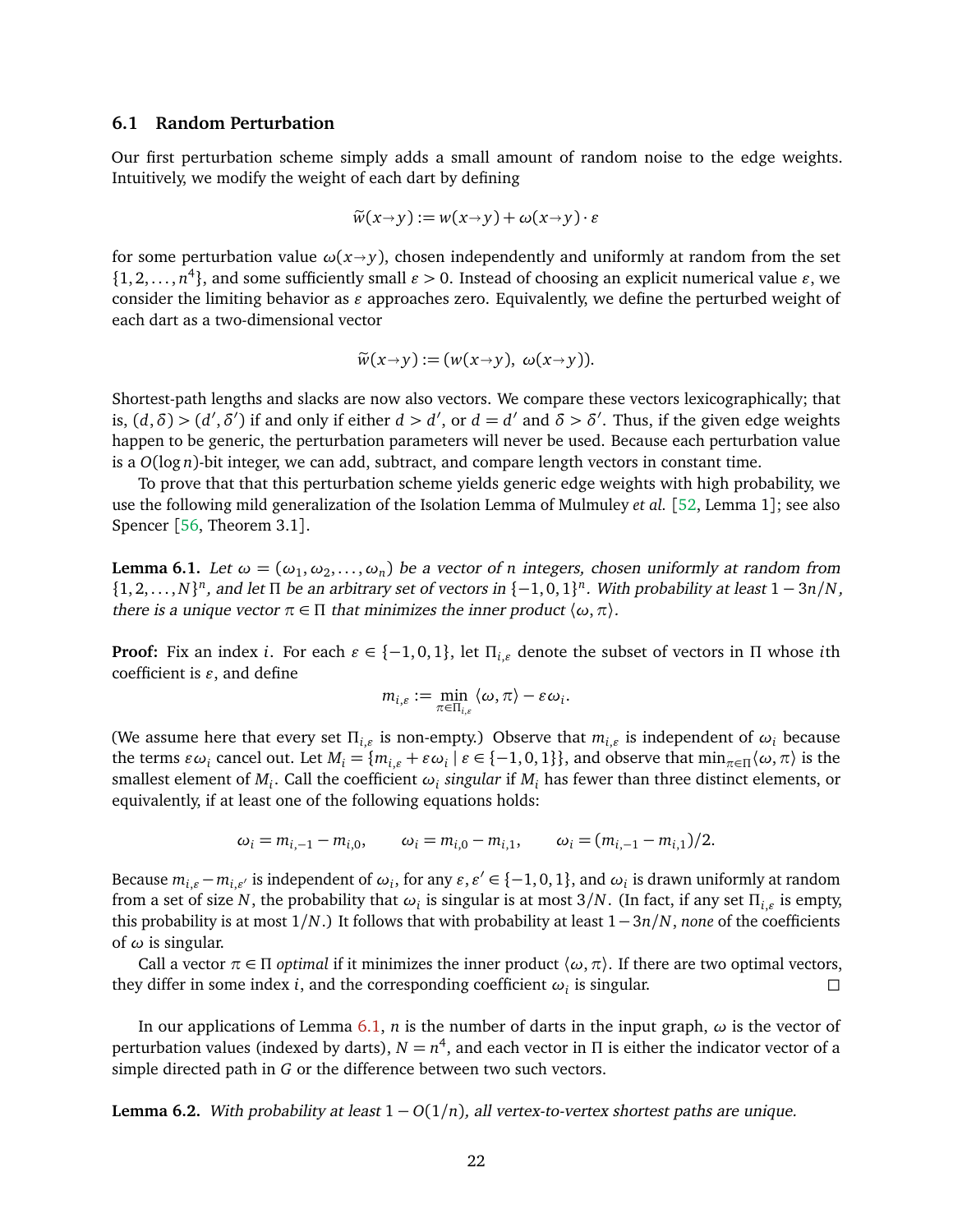### 6.1 Random Perturbation

Our first perturbation scheme simply adds a small amount of random noise to the edge weights. Intuitively, we modify the weight of each dart by defining

$$\tilde{w}(x \to y) := w(x \to y) + \omega(x \to y) \cdot \varepsilon$$

for some perturbation value $\omega(x \to y)$, chosen independently and uniformly at random from the set $\{1, 2, \ldots, n^4\}$, and some sufficiently small $\varepsilon > 0$. Instead of choosing an explicit numerical value $\varepsilon$, we consider the limiting behavior as $\varepsilon$ approaches zero. Equivalently, we define the perturbed weight of each dart as a two-dimensional vector

$$\tilde{w}(x \to y) := (w(x \to y),\ \omega(x \to y)).$$

Shortest-path lengths and slacks are now also vectors. We compare these vectors lexicographically; that is, $(d, \delta) > (d', \delta')$ if and only if either $d > d'$, or $d = d'$ and $\delta > \delta'$. Thus, if the given edge weights happen to be generic, the perturbation parameters will never be used. Because each perturbation value is a $O(\log n)$-bit integer, we can add, subtract, and compare length vectors in constant time.

To prove that that this perturbation scheme yields generic edge weights with high probability, we use the following mild generalization of the Isolation Lemma of Mulmuley *et al.* [52, Lemma 1]; see also Spencer [56, Theorem 3.1].

**Lemma 6.1.** *Let $\omega = (\omega_1, \omega_2, \ldots, \omega_n)$ be a vector of $n$ integers, chosen uniformly at random from $\{1, 2, \ldots, N\}^n$, and let $\Pi$ be an arbitrary set of vectors in $\{-1, 0, 1\}^n$. With probability at least $1 - 3n/N$, there is a unique vector $\pi \in \Pi$ that minimizes the inner product $\langle \omega, \pi \rangle$.*

**Proof:** Fix an index $i$. For each $\varepsilon \in \{-1, 0, 1\}$, let $\Pi_{i,\varepsilon}$ denote the subset of vectors in $\Pi$ whose $i$th coefficient is $\varepsilon$, and define

$$m_{i,\varepsilon} := \min_{\pi \in \Pi_{i,\varepsilon}} \langle \omega, \pi \rangle - \varepsilon \omega_i.$$

(We assume here that every set $\Pi_{i,\varepsilon}$ is non-empty.) Observe that $m_{i,\varepsilon}$ is independent of $\omega_i$ because the terms $\varepsilon \omega_i$ cancel out. Let $M_i = \{m_{i,\varepsilon} + \varepsilon \omega_i \mid \varepsilon \in \{-1, 0, 1\}\}$, and observe that $\min_{\pi \in \Pi} \langle \omega, \pi \rangle$ is the smallest element of $M_i$. Call the coefficient $\omega_i$ *singular* if $M_i$ has fewer than three distinct elements, or equivalently, if at least one of the following equations holds:

$$\omega_i = m_{i,-1} - m_{i,0}, \qquad \omega_i = m_{i,0} - m_{i,1}, \qquad \omega_i = (m_{i,-1} - m_{i,1})/2.$$

Because $m_{i,\varepsilon} - m_{i,\varepsilon'}$ is independent of $\omega_i$, for any $\varepsilon, \varepsilon' \in \{-1, 0, 1\}$, and $\omega_i$ is drawn uniformly at random from a set of size $N$, the probability that $\omega_i$ is singular is at most $3/N$. (In fact, if any set $\Pi_{i,\varepsilon}$ is empty, this probability is at most $1/N$.) It follows that with probability at least $1 - 3n/N$, *none* of the coefficients of $\omega$ is singular.

Call a vector $\pi \in \Pi$ *optimal* if it minimizes the inner product $\langle \omega, \pi \rangle$. If there are two optimal vectors, they differ in some index $i$, and the corresponding coefficient $\omega_i$ is singular. $\square$

In our applications of Lemma 6.1, $n$ is the number of darts in the input graph, $\omega$ is the vector of perturbation values (indexed by darts), $N = n^4$, and each vector in $\Pi$ is either the indicator vector of a simple directed path in $G$ or the difference between two such vectors.

**Lemma 6.2.** *With probability at least $1 - O(1/n)$, all vertex-to-vertex shortest paths are unique.*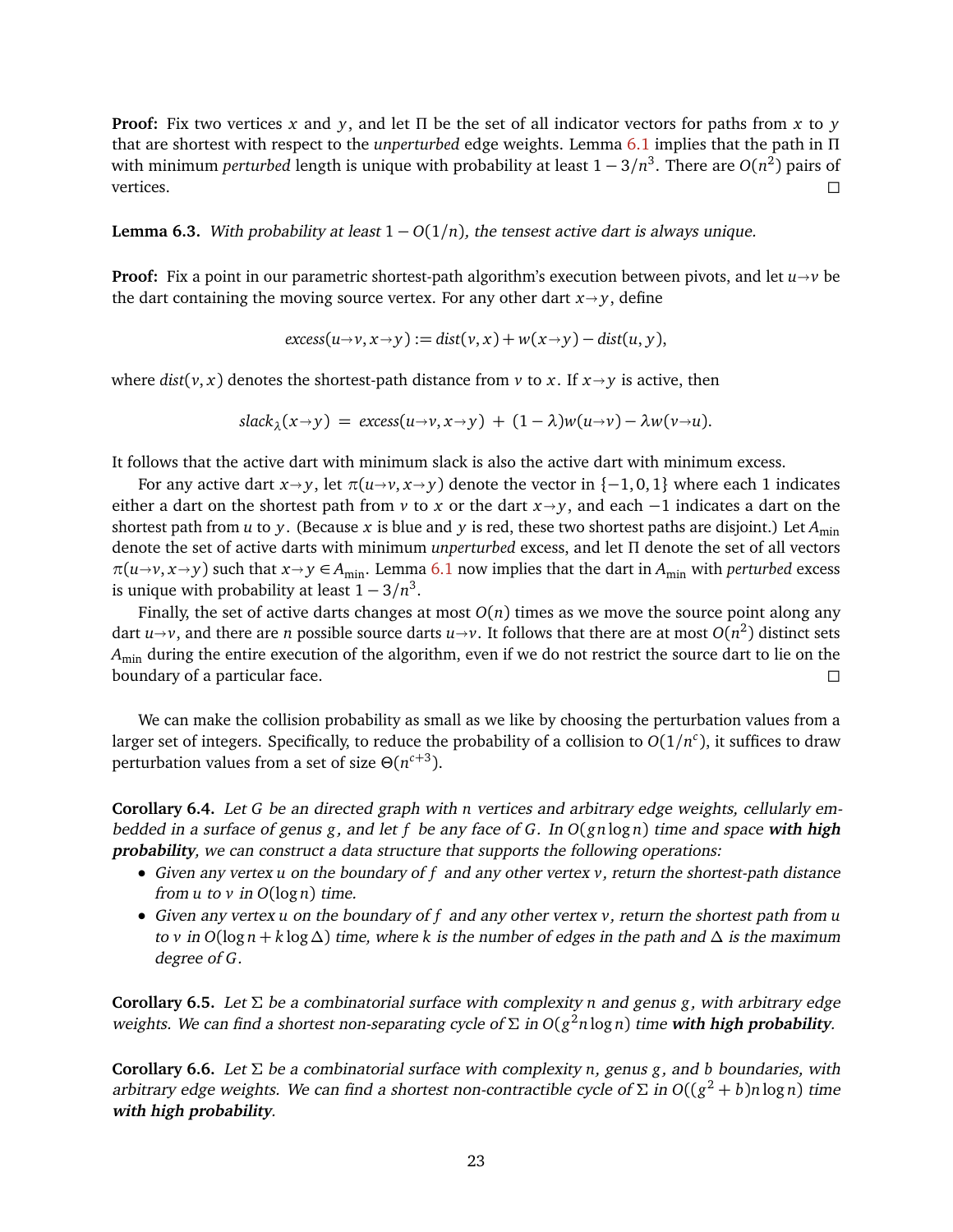**Proof:** Fix two vertices $x$ and $y$, and let $\Pi$ be the set of all indicator vectors for paths from $x$ to $y$ that are shortest with respect to the *unperturbed* edge weights. Lemma 6.1 implies that the path in $\Pi$ with minimum *perturbed* length is unique with probability at least $1 - 3/n^3$. There are $O(n^2)$ pairs of vertices. □

**Lemma 6.3.** *With probability at least $1 - O(1/n)$, the tensest active dart is always unique.*

**Proof:** Fix a point in our parametric shortest-path algorithm's execution between pivots, and let $u{\to}v$ be the dart containing the moving source vertex. For any other dart $x{\to}y$, define

$$excess(u{\to}v, x{\to}y) := dist(v, x) + w(x{\to}y) - dist(u, y),$$

where $dist(v, x)$ denotes the shortest-path distance from $v$ to $x$. If $x{\to}y$ is active, then

$$slack_\lambda(x{\to}y) \;=\; excess(u{\to}v, x{\to}y) \;+\; (1-\lambda)w(u{\to}v) - \lambda w(v{\to}u).$$

It follows that the active dart with minimum slack is also the active dart with minimum excess.

For any active dart $x{\to}y$, let $\pi(u{\to}v, x{\to}y)$ denote the vector in $\{-1, 0, 1\}$ where each 1 indicates either a dart on the shortest path from $v$ to $x$ or the dart $x{\to}y$, and each $-1$ indicates a dart on the shortest path from $u$ to $y$. (Because $x$ is blue and $y$ is red, these two shortest paths are disjoint.) Let $A_{\min}$ denote the set of active darts with minimum *unperturbed* excess, and let $\Pi$ denote the set of all vectors $\pi(u{\to}v, x{\to}y)$ such that $x{\to}y \in A_{\min}$. Lemma 6.1 now implies that the dart in $A_{\min}$ with *perturbed* excess is unique with probability at least $1 - 3/n^3$.

Finally, the set of active darts changes at most $O(n)$ times as we move the source point along any dart $u{\to}v$, and there are $n$ possible source darts $u{\to}v$. It follows that there are at most $O(n^2)$ distinct sets $A_{\min}$ during the entire execution of the algorithm, even if we do not restrict the source dart to lie on the boundary of a particular face. □

We can make the collision probability as small as we like by choosing the perturbation values from a larger set of integers. Specifically, to reduce the probability of a collision to $O(1/n^c)$, it suffices to draw perturbation values from a set of size $\Theta(n^{c+3})$.

**Corollary 6.4.** *Let $G$ be an directed graph with $n$ vertices and arbitrary edge weights, cellularly embedded in a surface of genus $g$, and let $f$ be any face of $G$. In $O(gn \log n)$ time and space* ***with high probability****, we can construct a data structure that supports the following operations:*

- *Given any vertex $u$ on the boundary of $f$ and any other vertex $v$, return the shortest-path distance from $u$ to $v$ in $O(\log n)$ time.*
- *Given any vertex $u$ on the boundary of $f$ and any other vertex $v$, return the shortest path from $u$ to $v$ in $O(\log n + k \log \Delta)$ time, where $k$ is the number of edges in the path and $\Delta$ is the maximum degree of $G$.*

**Corollary 6.5.** *Let $\Sigma$ be a combinatorial surface with complexity $n$ and genus $g$, with arbitrary edge weights. We can find a shortest non-separating cycle of $\Sigma$ in $O(g^2 n \log n)$ time* ***with high probability****.*

**Corollary 6.6.** *Let $\Sigma$ be a combinatorial surface with complexity $n$, genus $g$, and $b$ boundaries, with arbitrary edge weights. We can find a shortest non-contractible cycle of $\Sigma$ in $O((g^2 + b)n \log n)$ time* ***with high probability****.*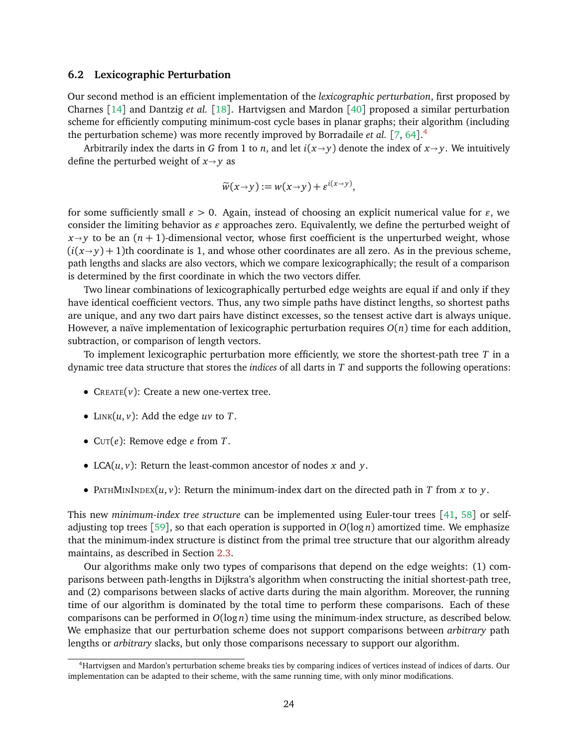### 6.2 Lexicographic Perturbation

Our second method is an efficient implementation of the *lexicographic perturbation*, first proposed by Charnes [14] and Dantzig *et al.* [18]. Hartvigsen and Mardon [40] proposed a similar perturbation scheme for efficiently computing minimum-cost cycle bases in planar graphs; their algorithm (including the perturbation scheme) was more recently improved by Borradaile *et al.* [7, 64].[4]

Arbitrarily index the darts in $G$ from 1 to $n$, and let $i(x{\to}y)$ denote the index of $x{\to}y$. We intuitively define the perturbed weight of $x{\to}y$ as

$$\widetilde{w}(x{\to}y) := w(x{\to}y) + \varepsilon^{i(x\to y)},$$

for some sufficiently small $\varepsilon > 0$. Again, instead of choosing an explicit numerical value for $\varepsilon$, we consider the limiting behavior as $\varepsilon$ approaches zero. Equivalently, we define the perturbed weight of $x{\to}y$ to be an $(n+1)$-dimensional vector, whose first coefficient is the unperturbed weight, whose $(i(x{\to}y)+1)$th coordinate is 1, and whose other coordinates are all zero. As in the previous scheme, path lengths and slacks are also vectors, which we compare lexicographically; the result of a comparison is determined by the first coordinate in which the two vectors differ.

Two linear combinations of lexicographically perturbed edge weights are equal if and only if they have identical coefficient vectors. Thus, any two simple paths have distinct lengths, so shortest paths are unique, and any two dart pairs have distinct excesses, so the tensest active dart is always unique. However, a naïve implementation of lexicographic perturbation requires $O(n)$ time for each addition, subtraction, or comparison of length vectors.

To implement lexicographic perturbation more efficiently, we store the shortest-path tree $T$ in a dynamic tree data structure that stores the *indices* of all darts in $T$ and supports the following operations:

- Create$(v)$: Create a new one-vertex tree.
- Link$(u, v)$: Add the edge $uv$ to $T$.
- Cut$(e)$: Remove edge $e$ from $T$.
- LCA$(u, v)$: Return the least-common ancestor of nodes $x$ and $y$.
- PathMinIndex$(u, v)$: Return the minimum-index dart on the directed path in $T$ from $x$ to $y$.

This new *minimum-index tree structure* can be implemented using Euler-tour trees [41, 58] or self-adjusting top trees [59], so that each operation is supported in $O(\log n)$ amortized time. We emphasize that the minimum-index structure is distinct from the primal tree structure that our algorithm already maintains, as described in Section 2.3.

Our algorithms make only two types of comparisons that depend on the edge weights: (1) comparisons between path-lengths in Dijkstra's algorithm when constructing the initial shortest-path tree, and (2) comparisons between slacks of active darts during the main algorithm. Moreover, the running time of our algorithm is dominated by the total time to perform these comparisons. Each of these comparisons can be performed in $O(\log n)$ time using the minimum-index structure, as described below. We emphasize that our perturbation scheme does not support comparisons between *arbitrary* path lengths or *arbitrary* slacks, but only those comparisons necessary to support our algorithm.

[4] Hartvigsen and Mardon's perturbation scheme breaks ties by comparing indices of vertices instead of indices of darts. Our implementation can be adapted to their scheme, with the same running time, with only minor modifications.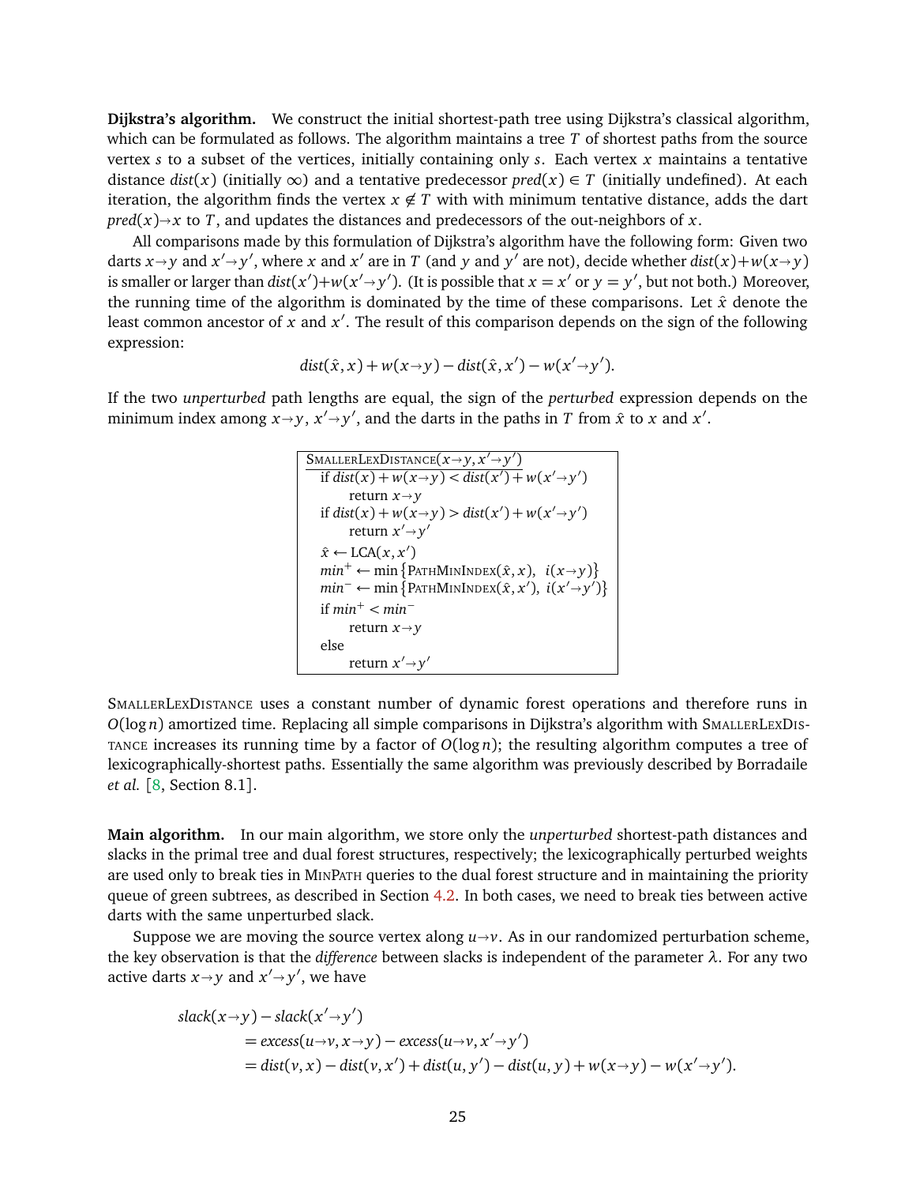**Dijkstra's algorithm.** We construct the initial shortest-path tree using Dijkstra's classical algorithm, which can be formulated as follows. The algorithm maintains a tree $T$ of shortest paths from the source vertex $s$ to a subset of the vertices, initially containing only $s$. Each vertex $x$ maintains a tentative distance $dist(x)$ (initially $\infty$) and a tentative predecessor $pred(x) \in T$ (initially undefined). At each iteration, the algorithm finds the vertex $x \notin T$ with with minimum tentative distance, adds the dart $pred(x){\to}x$ to $T$, and updates the distances and predecessors of the out-neighbors of $x$.

All comparisons made by this formulation of Dijkstra's algorithm have the following form: Given two darts $x{\to}y$ and $x'{\to}y'$, where $x$ and $x'$ are in $T$ (and $y$ and $y'$ are not), decide whether $dist(x){+}w(x{\to}y)$ is smaller or larger than $dist(x'){+}w(x'{\to}y')$. (It is possible that $x = x'$ or $y = y'$, but not both.) Moreover, the running time of the algorithm is dominated by the time of these comparisons. Let $\hat{x}$ denote the least common ancestor of $x$ and $x'$. The result of this comparison depends on the sign of the following expression:

$$dist(\hat{x}, x) + w(x{\to}y) - dist(\hat{x}, x') - w(x'{\to}y').$$

If the two *unperturbed* path lengths are equal, the sign of the *perturbed* expression depends on the minimum index among $x{\to}y$, $x'{\to}y'$, and the darts in the paths in $T$ from $\hat{x}$ to $x$ and $x'$.

```
SmallerLexDistance(x→y, x'→y')
  if dist(x) + w(x→y) < dist(x') + w(x'→y')
      return x→y
  if dist(x) + w(x→y) > dist(x') + w(x'→y')
      return x'→y'
  x̂ ← LCA(x, x')
  min⁺ ← min{PathMinIndex(x̂, x),  i(x→y)}
  min⁻ ← min{PathMinIndex(x̂, x'),  i(x'→y')}
  if min⁺ < min⁻
      return x→y
  else
      return x'→y'
```

SmallerLexDistance uses a constant number of dynamic forest operations and therefore runs in $O(\log n)$ amortized time. Replacing all simple comparisons in Dijkstra's algorithm with SmallerLexDistance increases its running time by a factor of $O(\log n)$; the resulting algorithm computes a tree of lexicographically-shortest paths. Essentially the same algorithm was previously described by Borradaile *et al.* [8, Section 8.1].

**Main algorithm.** In our main algorithm, we store only the *unperturbed* shortest-path distances and slacks in the primal tree and dual forest structures, respectively; the lexicographically perturbed weights are used only to break ties in MinPath queries to the dual forest structure and in maintaining the priority queue of green subtrees, as described in Section 4.2. In both cases, we need to break ties between active darts with the same unperturbed slack.

Suppose we are moving the source vertex along $u{\to}v$. As in our randomized perturbation scheme, the key observation is that the *difference* between slacks is independent of the parameter $\lambda$. For any two active darts $x{\to}y$ and $x'{\to}y'$, we have

$$
\begin{aligned}
&slack(x{\to}y) - slack(x'{\to}y') \\
&\quad = excess(u{\to}v, x{\to}y) - excess(u{\to}v, x'{\to}y') \\
&\quad = dist(v, x) - dist(v, x') + dist(u, y') - dist(u, y) + w(x{\to}y) - w(x'{\to}y').
\end{aligned}
$$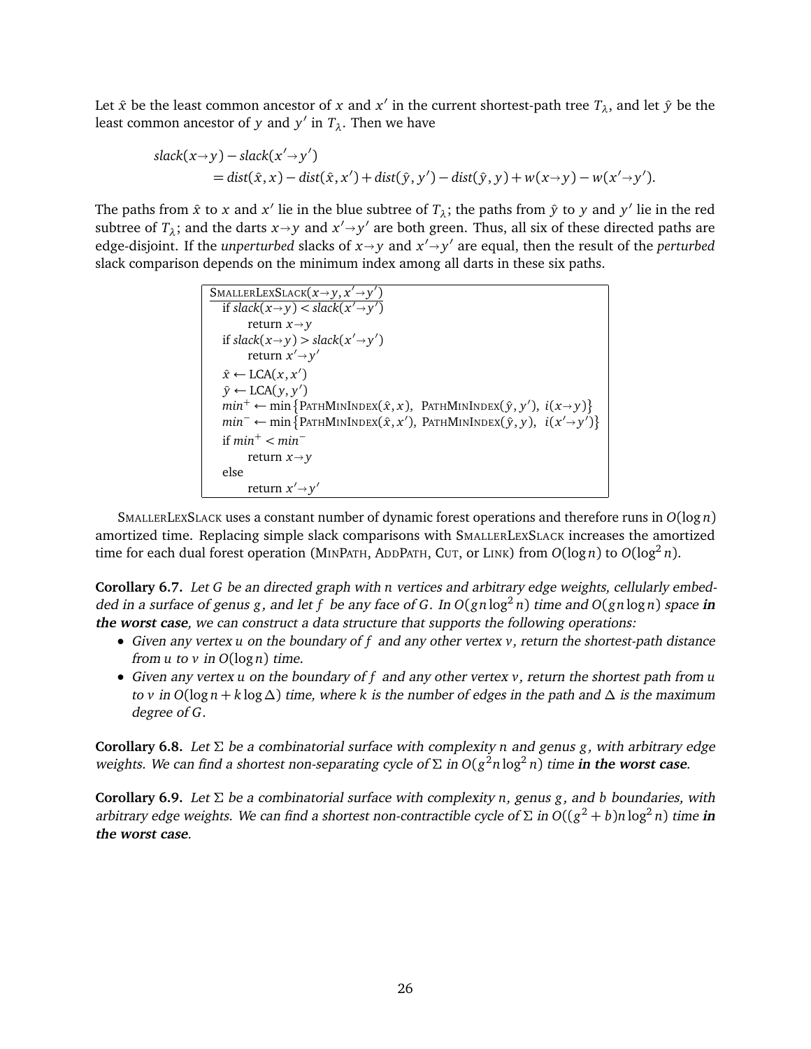Let $\hat{x}$ be the least common ancestor of $x$ and $x'$ in the current shortest-path tree $T_\lambda$, and let $\hat{y}$ be the least common ancestor of $y$ and $y'$ in $T_\lambda$. Then we have

$$\begin{aligned}
&slack(x \to y) - slack(x' \to y') \\
&\qquad = dist(\hat{x}, x) - dist(\hat{x}, x') + dist(\hat{y}, y') - dist(\hat{y}, y) + w(x \to y) - w(x' \to y').
\end{aligned}$$

The paths from $\hat{x}$ to $x$ and $x'$ lie in the blue subtree of $T_\lambda$; the paths from $\hat{y}$ to $y$ and $y'$ lie in the red subtree of $T_\lambda$; and the darts $x \to y$ and $x' \to y'$ are both green. Thus, all six of these directed paths are edge-disjoint. If the *unperturbed* slacks of $x \to y$ and $x' \to y'$ are equal, then the result of the *perturbed* slack comparison depends on the minimum index among all darts in these six paths.

```
SMALLERLEXSLACK(x→y, x'→y')
  if slack(x→y) < slack(x'→y')
      return x→y
  if slack(x→y) > slack(x'→y')
      return x'→y'
  x̂ ← LCA(x, x')
  ŷ ← LCA(y, y')
  min⁺ ← min{PATHMININDEX(x̂, x), PATHMININDEX(ŷ, y'), i(x→y)}
  min⁻ ← min{PATHMININDEX(x̂, x'), PATHMININDEX(ŷ, y), i(x'→y')}
  if min⁺ < min⁻
      return x→y
  else
      return x'→y'
```

SMALLERLEXSLACK uses a constant number of dynamic forest operations and therefore runs in $O(\log n)$ amortized time. Replacing simple slack comparisons with SMALLERLEXSLACK increases the amortized time for each dual forest operation (MINPATH, ADDPATH, CUT, or LINK) from $O(\log n)$ to $O(\log^2 n)$.

**Corollary 6.7.** *Let $G$ be an directed graph with $n$ vertices and arbitrary edge weights, cellularly embedded in a surface of genus $g$, and let $f$ be any face of $G$. In $O(gn \log^2 n)$ time and $O(gn \log n)$ space* ***in the worst case****, we can construct a data structure that supports the following operations:*

- *Given any vertex $u$ on the boundary of $f$ and any other vertex $v$, return the shortest-path distance from $u$ to $v$ in $O(\log n)$ time.*
- *Given any vertex $u$ on the boundary of $f$ and any other vertex $v$, return the shortest path from $u$ to $v$ in $O(\log n + k \log \Delta)$ time, where $k$ is the number of edges in the path and $\Delta$ is the maximum degree of $G$.*

**Corollary 6.8.** *Let $\Sigma$ be a combinatorial surface with complexity $n$ and genus $g$, with arbitrary edge weights. We can find a shortest non-separating cycle of $\Sigma$ in $O(g^2 n \log^2 n)$ time* ***in the worst case****.*

**Corollary 6.9.** *Let $\Sigma$ be a combinatorial surface with complexity $n$, genus $g$, and $b$ boundaries, with arbitrary edge weights. We can find a shortest non-contractible cycle of $\Sigma$ in $O((g^2 + b)n \log^2 n)$ time* ***in the worst case****.*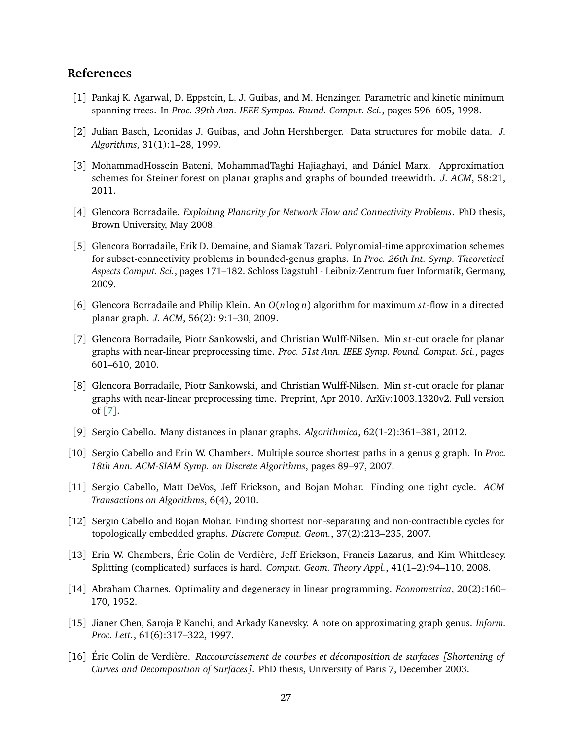## References

[1] Pankaj K. Agarwal, D. Eppstein, L. J. Guibas, and M. Henzinger. Parametric and kinetic minimum spanning trees. In *Proc. 39th Ann. IEEE Sympos. Found. Comput. Sci.*, pages 596–605, 1998.

[2] Julian Basch, Leonidas J. Guibas, and John Hershberger. Data structures for mobile data. *J. Algorithms*, 31(1):1–28, 1999.

[3] MohammadHossein Bateni, MohammadTaghi Hajiaghayi, and Dániel Marx. Approximation schemes for Steiner forest on planar graphs and graphs of bounded treewidth. *J. ACM*, 58:21, 2011.

[4] Glencora Borradaile. *Exploiting Planarity for Network Flow and Connectivity Problems*. PhD thesis, Brown University, May 2008.

[5] Glencora Borradaile, Erik D. Demaine, and Siamak Tazari. Polynomial-time approximation schemes for subset-connectivity problems in bounded-genus graphs. In *Proc. 26th Int. Symp. Theoretical Aspects Comput. Sci.*, pages 171–182. Schloss Dagstuhl - Leibniz-Zentrum fuer Informatik, Germany, 2009.

[6] Glencora Borradaile and Philip Klein. An $O(n \log n)$ algorithm for maximum $st$-flow in a directed planar graph. *J. ACM*, 56(2): 9:1–30, 2009.

[7] Glencora Borradaile, Piotr Sankowski, and Christian Wulff-Nilsen. Min $st$-cut oracle for planar graphs with near-linear preprocessing time. *Proc. 51st Ann. IEEE Symp. Found. Comput. Sci.*, pages 601–610, 2010.

[8] Glencora Borradaile, Piotr Sankowski, and Christian Wulff-Nilsen. Min $st$-cut oracle for planar graphs with near-linear preprocessing time. Preprint, Apr 2010. ArXiv:1003.1320v2. Full version of [7].

[9] Sergio Cabello. Many distances in planar graphs. *Algorithmica*, 62(1-2):361–381, 2012.

[10] Sergio Cabello and Erin W. Chambers. Multiple source shortest paths in a genus g graph. In *Proc. 18th Ann. ACM-SIAM Symp. on Discrete Algorithms*, pages 89–97, 2007.

[11] Sergio Cabello, Matt DeVos, Jeff Erickson, and Bojan Mohar. Finding one tight cycle. *ACM Transactions on Algorithms*, 6(4), 2010.

[12] Sergio Cabello and Bojan Mohar. Finding shortest non-separating and non-contractible cycles for topologically embedded graphs. *Discrete Comput. Geom.*, 37(2):213–235, 2007.

[13] Erin W. Chambers, Éric Colin de Verdière, Jeff Erickson, Francis Lazarus, and Kim Whittlesey. Splitting (complicated) surfaces is hard. *Comput. Geom. Theory Appl.*, 41(1–2):94–110, 2008.

[14] Abraham Charnes. Optimality and degeneracy in linear programming. *Econometrica*, 20(2):160–170, 1952.

[15] Jianer Chen, Saroja P. Kanchi, and Arkady Kanevsky. A note on approximating graph genus. *Inform. Proc. Lett.*, 61(6):317–322, 1997.

[16] Éric Colin de Verdière. *Raccourcissement de courbes et décomposition de surfaces [Shortening of Curves and Decomposition of Surfaces]*. PhD thesis, University of Paris 7, December 2003.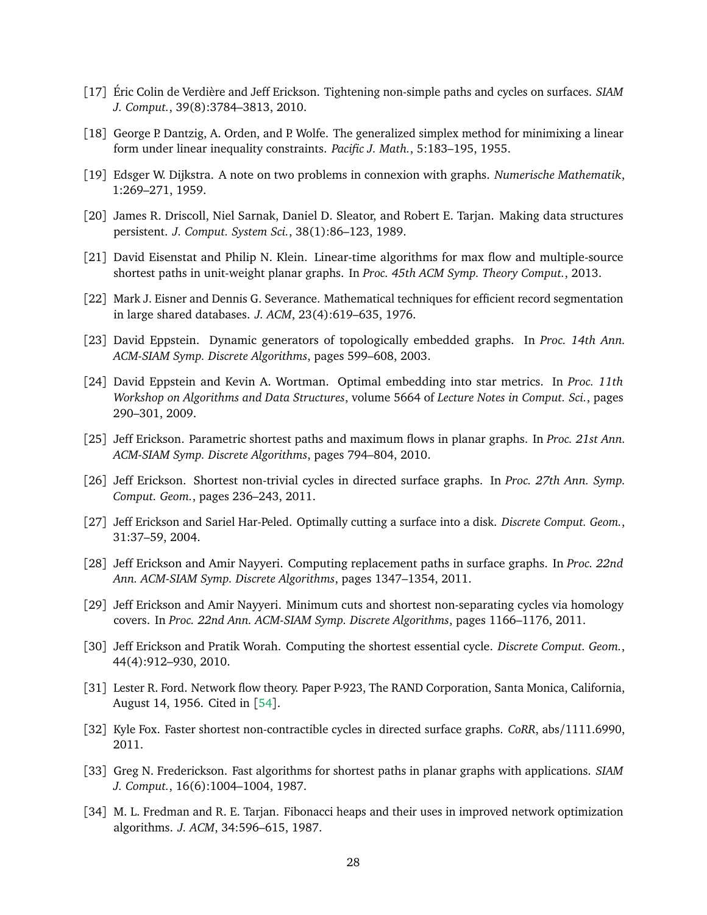[17] Éric Colin de Verdière and Jeff Erickson. Tightening non-simple paths and cycles on surfaces. *SIAM J. Comput.*, 39(8):3784–3813, 2010.

[18] George P. Dantzig, A. Orden, and P. Wolfe. The generalized simplex method for minimixing a linear form under linear inequality constraints. *Pacific J. Math.*, 5:183–195, 1955.

[19] Edsger W. Dijkstra. A note on two problems in connexion with graphs. *Numerische Mathematik*, 1:269–271, 1959.

[20] James R. Driscoll, Niel Sarnak, Daniel D. Sleator, and Robert E. Tarjan. Making data structures persistent. *J. Comput. System Sci.*, 38(1):86–123, 1989.

[21] David Eisenstat and Philip N. Klein. Linear-time algorithms for max flow and multiple-source shortest paths in unit-weight planar graphs. In *Proc. 45th ACM Symp. Theory Comput.*, 2013.

[22] Mark J. Eisner and Dennis G. Severance. Mathematical techniques for efficient record segmentation in large shared databases. *J. ACM*, 23(4):619–635, 1976.

[23] David Eppstein. Dynamic generators of topologically embedded graphs. In *Proc. 14th Ann. ACM-SIAM Symp. Discrete Algorithms*, pages 599–608, 2003.

[24] David Eppstein and Kevin A. Wortman. Optimal embedding into star metrics. In *Proc. 11th Workshop on Algorithms and Data Structures*, volume 5664 of *Lecture Notes in Comput. Sci.*, pages 290–301, 2009.

[25] Jeff Erickson. Parametric shortest paths and maximum flows in planar graphs. In *Proc. 21st Ann. ACM-SIAM Symp. Discrete Algorithms*, pages 794–804, 2010.

[26] Jeff Erickson. Shortest non-trivial cycles in directed surface graphs. In *Proc. 27th Ann. Symp. Comput. Geom.*, pages 236–243, 2011.

[27] Jeff Erickson and Sariel Har-Peled. Optimally cutting a surface into a disk. *Discrete Comput. Geom.*, 31:37–59, 2004.

[28] Jeff Erickson and Amir Nayyeri. Computing replacement paths in surface graphs. In *Proc. 22nd Ann. ACM-SIAM Symp. Discrete Algorithms*, pages 1347–1354, 2011.

[29] Jeff Erickson and Amir Nayyeri. Minimum cuts and shortest non-separating cycles via homology covers. In *Proc. 22nd Ann. ACM-SIAM Symp. Discrete Algorithms*, pages 1166–1176, 2011.

[30] Jeff Erickson and Pratik Worah. Computing the shortest essential cycle. *Discrete Comput. Geom.*, 44(4):912–930, 2010.

[31] Lester R. Ford. Network flow theory. Paper P-923, The RAND Corporation, Santa Monica, California, August 14, 1956. Cited in [54].

[32] Kyle Fox. Faster shortest non-contractible cycles in directed surface graphs. *CoRR*, abs/1111.6990, 2011.

[33] Greg N. Frederickson. Fast algorithms for shortest paths in planar graphs with applications. *SIAM J. Comput.*, 16(6):1004–1004, 1987.

[34] M. L. Fredman and R. E. Tarjan. Fibonacci heaps and their uses in improved network optimization algorithms. *J. ACM*, 34:596–615, 1987.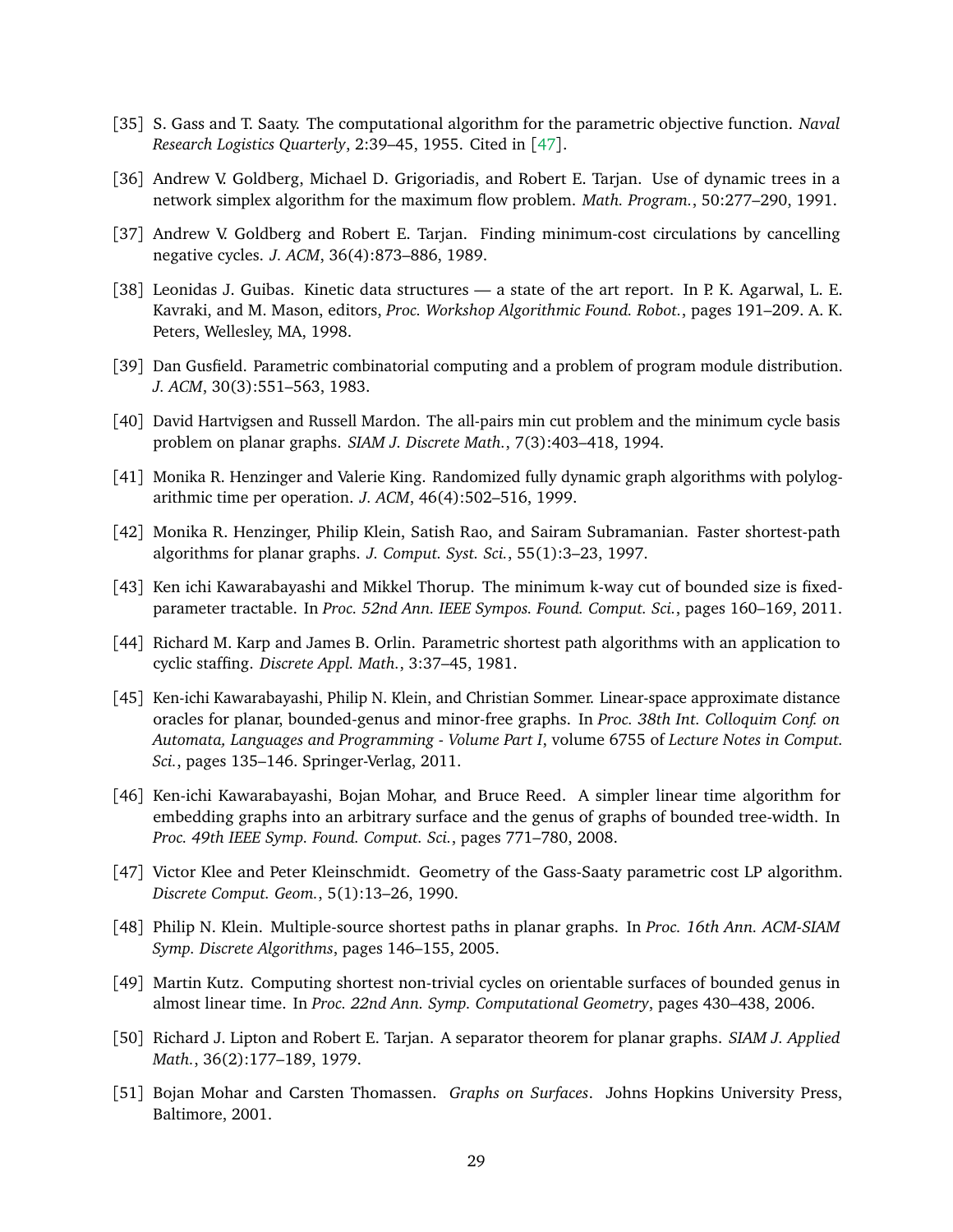[35] S. Gass and T. Saaty. The computational algorithm for the parametric objective function. *Naval Research Logistics Quarterly*, 2:39–45, 1955. Cited in [47].

[36] Andrew V. Goldberg, Michael D. Grigoriadis, and Robert E. Tarjan. Use of dynamic trees in a network simplex algorithm for the maximum flow problem. *Math. Program.*, 50:277–290, 1991.

[37] Andrew V. Goldberg and Robert E. Tarjan. Finding minimum-cost circulations by cancelling negative cycles. *J. ACM*, 36(4):873–886, 1989.

[38] Leonidas J. Guibas. Kinetic data structures — a state of the art report. In P. K. Agarwal, L. E. Kavraki, and M. Mason, editors, *Proc. Workshop Algorithmic Found. Robot.*, pages 191–209. A. K. Peters, Wellesley, MA, 1998.

[39] Dan Gusfield. Parametric combinatorial computing and a problem of program module distribution. *J. ACM*, 30(3):551–563, 1983.

[40] David Hartvigsen and Russell Mardon. The all-pairs min cut problem and the minimum cycle basis problem on planar graphs. *SIAM J. Discrete Math.*, 7(3):403–418, 1994.

[41] Monika R. Henzinger and Valerie King. Randomized fully dynamic graph algorithms with polylogarithmic time per operation. *J. ACM*, 46(4):502–516, 1999.

[42] Monika R. Henzinger, Philip Klein, Satish Rao, and Sairam Subramanian. Faster shortest-path algorithms for planar graphs. *J. Comput. Syst. Sci.*, 55(1):3–23, 1997.

[43] Ken ichi Kawarabayashi and Mikkel Thorup. The minimum k-way cut of bounded size is fixed-parameter tractable. In *Proc. 52nd Ann. IEEE Sympos. Found. Comput. Sci.*, pages 160–169, 2011.

[44] Richard M. Karp and James B. Orlin. Parametric shortest path algorithms with an application to cyclic staffing. *Discrete Appl. Math.*, 3:37–45, 1981.

[45] Ken-ichi Kawarabayashi, Philip N. Klein, and Christian Sommer. Linear-space approximate distance oracles for planar, bounded-genus and minor-free graphs. In *Proc. 38th Int. Colloquim Conf. on Automata, Languages and Programming - Volume Part I*, volume 6755 of *Lecture Notes in Comput. Sci.*, pages 135–146. Springer-Verlag, 2011.

[46] Ken-ichi Kawarabayashi, Bojan Mohar, and Bruce Reed. A simpler linear time algorithm for embedding graphs into an arbitrary surface and the genus of graphs of bounded tree-width. In *Proc. 49th IEEE Symp. Found. Comput. Sci.*, pages 771–780, 2008.

[47] Victor Klee and Peter Kleinschmidt. Geometry of the Gass-Saaty parametric cost LP algorithm. *Discrete Comput. Geom.*, 5(1):13–26, 1990.

[48] Philip N. Klein. Multiple-source shortest paths in planar graphs. In *Proc. 16th Ann. ACM-SIAM Symp. Discrete Algorithms*, pages 146–155, 2005.

[49] Martin Kutz. Computing shortest non-trivial cycles on orientable surfaces of bounded genus in almost linear time. In *Proc. 22nd Ann. Symp. Computational Geometry*, pages 430–438, 2006.

[50] Richard J. Lipton and Robert E. Tarjan. A separator theorem for planar graphs. *SIAM J. Applied Math.*, 36(2):177–189, 1979.

[51] Bojan Mohar and Carsten Thomassen. *Graphs on Surfaces*. Johns Hopkins University Press, Baltimore, 2001.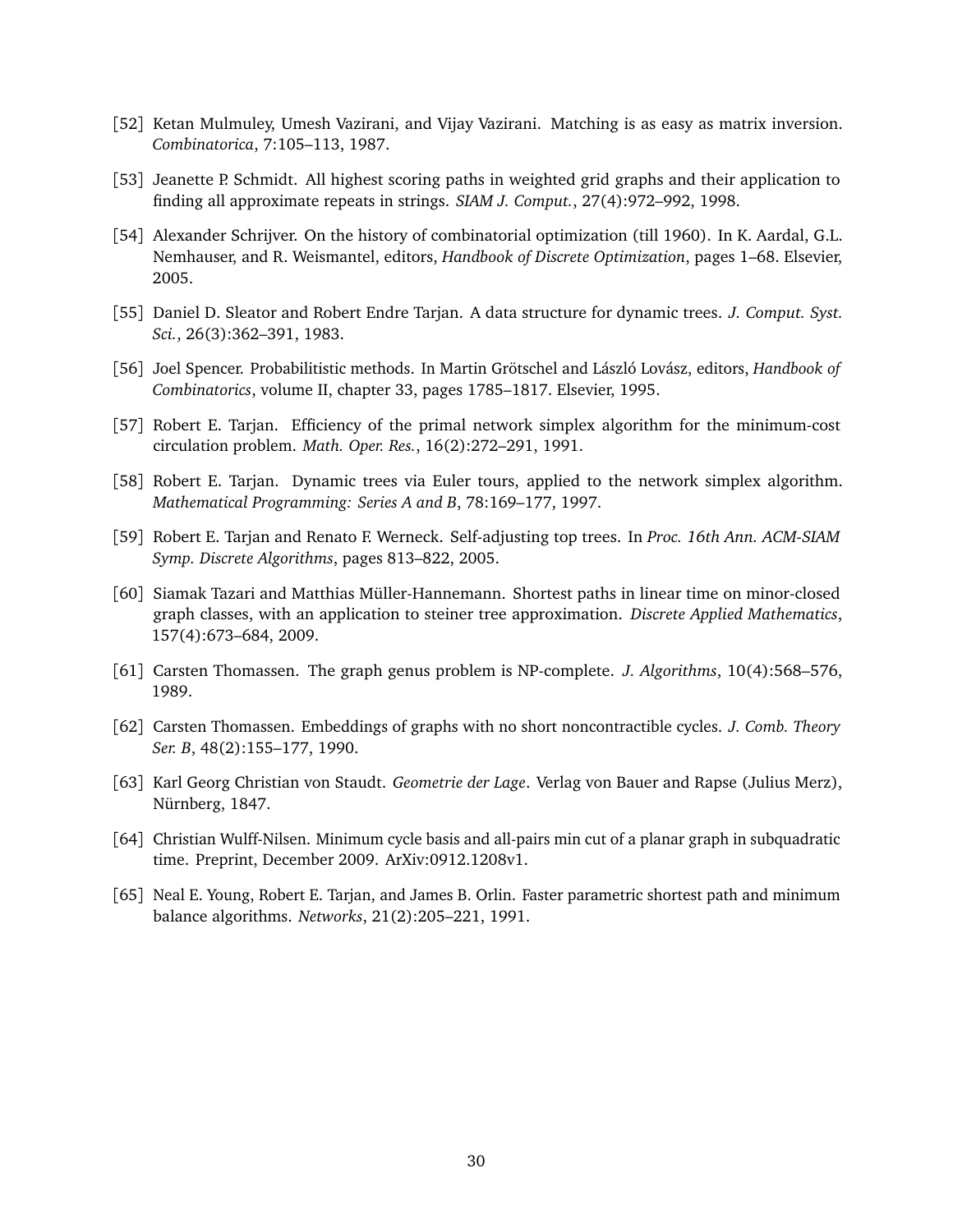[52] Ketan Mulmuley, Umesh Vazirani, and Vijay Vazirani. Matching is as easy as matrix inversion. *Combinatorica*, 7:105–113, 1987.

[53] Jeanette P. Schmidt. All highest scoring paths in weighted grid graphs and their application to finding all approximate repeats in strings. *SIAM J. Comput.*, 27(4):972–992, 1998.

[54] Alexander Schrijver. On the history of combinatorial optimization (till 1960). In K. Aardal, G.L. Nemhauser, and R. Weismantel, editors, *Handbook of Discrete Optimization*, pages 1–68. Elsevier, 2005.

[55] Daniel D. Sleator and Robert Endre Tarjan. A data structure for dynamic trees. *J. Comput. Syst. Sci.*, 26(3):362–391, 1983.

[56] Joel Spencer. Probabilitistic methods. In Martin Grötschel and László Lovász, editors, *Handbook of Combinatorics*, volume II, chapter 33, pages 1785–1817. Elsevier, 1995.

[57] Robert E. Tarjan. Efficiency of the primal network simplex algorithm for the minimum-cost circulation problem. *Math. Oper. Res.*, 16(2):272–291, 1991.

[58] Robert E. Tarjan. Dynamic trees via Euler tours, applied to the network simplex algorithm. *Mathematical Programming: Series A and B*, 78:169–177, 1997.

[59] Robert E. Tarjan and Renato F. Werneck. Self-adjusting top trees. In *Proc. 16th Ann. ACM-SIAM Symp. Discrete Algorithms*, pages 813–822, 2005.

[60] Siamak Tazari and Matthias Müller-Hannemann. Shortest paths in linear time on minor-closed graph classes, with an application to steiner tree approximation. *Discrete Applied Mathematics*, 157(4):673–684, 2009.

[61] Carsten Thomassen. The graph genus problem is NP-complete. *J. Algorithms*, 10(4):568–576, 1989.

[62] Carsten Thomassen. Embeddings of graphs with no short noncontractible cycles. *J. Comb. Theory Ser. B*, 48(2):155–177, 1990.

[63] Karl Georg Christian von Staudt. *Geometrie der Lage*. Verlag von Bauer and Rapse (Julius Merz), Nürnberg, 1847.

[64] Christian Wulff-Nilsen. Minimum cycle basis and all-pairs min cut of a planar graph in subquadratic time. Preprint, December 2009. ArXiv:0912.1208v1.

[65] Neal E. Young, Robert E. Tarjan, and James B. Orlin. Faster parametric shortest path and minimum balance algorithms. *Networks*, 21(2):205–221, 1991.